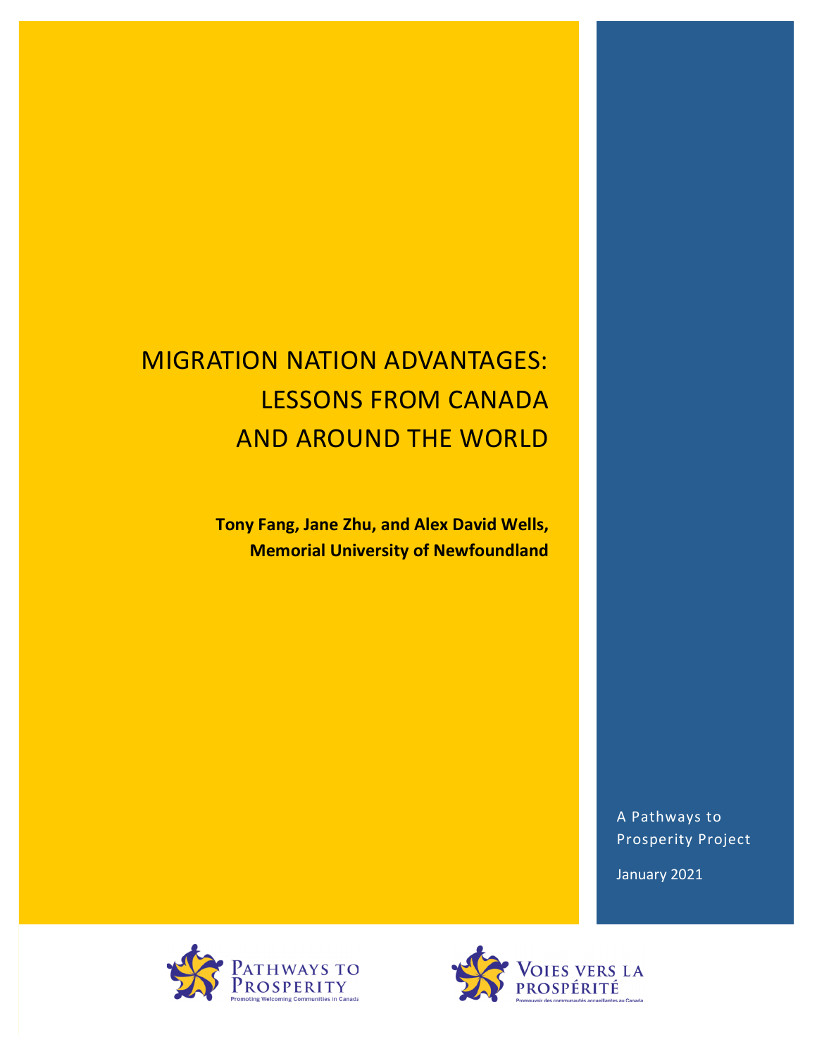# MIGRATION NATION ADVANTAGES: LESSONS FROM CANADA AND AROUND THE WORLD

**Tony Fang, Jane Zhu, and Alex David Wells, Memorial University of Newfoundland**

A Pathways to Prosperity Project

January 2021

Pathways to Prosperity
Promoting Welcoming Communities in Canada

Voies vers la prospérité
Promouvoir des communautés accueillantes au Canada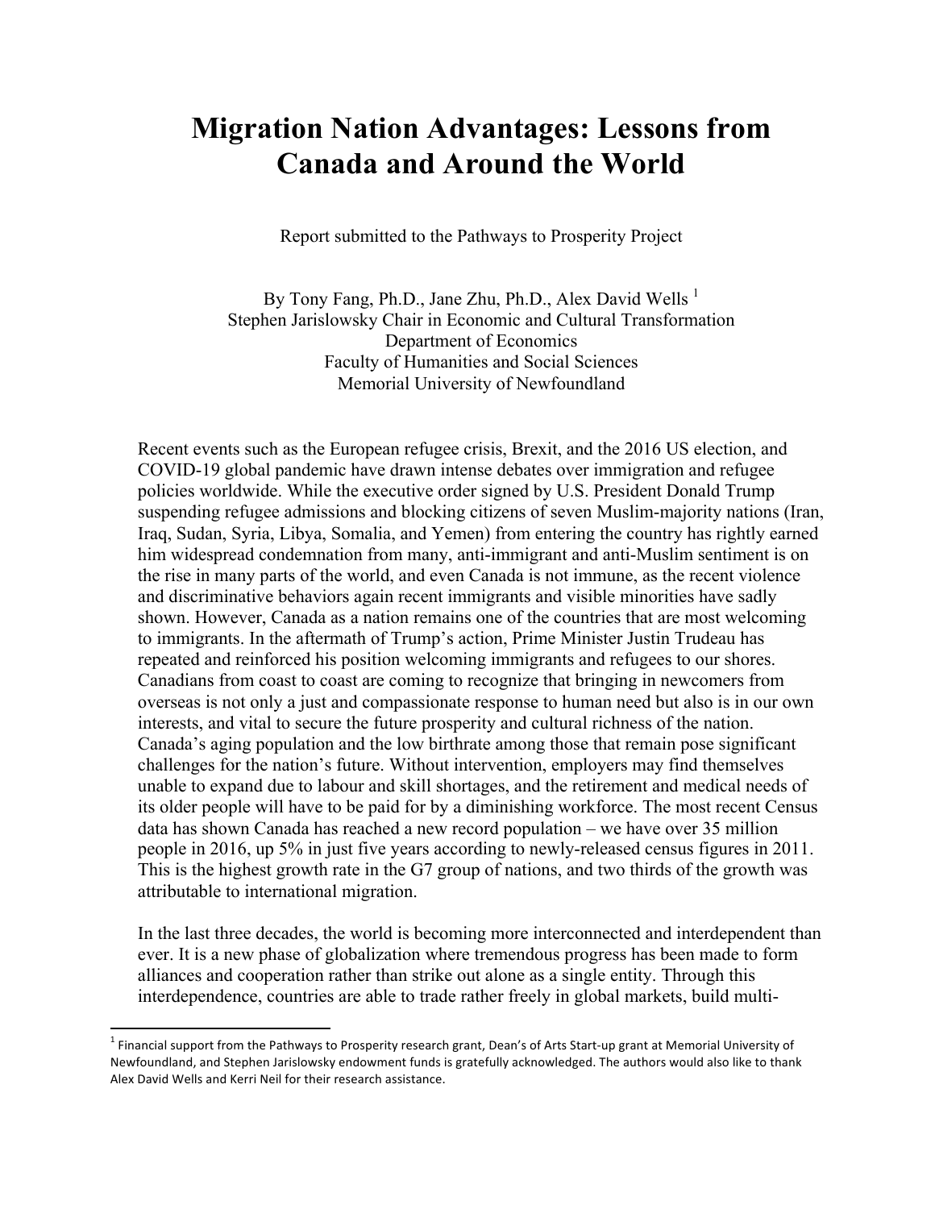# Migration Nation Advantages: Lessons from Canada and Around the World

Report submitted to the Pathways to Prosperity Project

By Tony Fang, Ph.D., Jane Zhu, Ph.D., Alex David Wells [1]
Stephen Jarislowsky Chair in Economic and Cultural Transformation
Department of Economics
Faculty of Humanities and Social Sciences
Memorial University of Newfoundland

Recent events such as the European refugee crisis, Brexit, and the 2016 US election, and COVID-19 global pandemic have drawn intense debates over immigration and refugee policies worldwide. While the executive order signed by U.S. President Donald Trump suspending refugee admissions and blocking citizens of seven Muslim-majority nations (Iran, Iraq, Sudan, Syria, Libya, Somalia, and Yemen) from entering the country has rightly earned him widespread condemnation from many, anti-immigrant and anti-Muslim sentiment is on the rise in many parts of the world, and even Canada is not immune, as the recent violence and discriminative behaviors again recent immigrants and visible minorities have sadly shown. However, Canada as a nation remains one of the countries that are most welcoming to immigrants. In the aftermath of Trump's action, Prime Minister Justin Trudeau has repeated and reinforced his position welcoming immigrants and refugees to our shores. Canadians from coast to coast are coming to recognize that bringing in newcomers from overseas is not only a just and compassionate response to human need but also is in our own interests, and vital to secure the future prosperity and cultural richness of the nation. Canada's aging population and the low birthrate among those that remain pose significant challenges for the nation's future. Without intervention, employers may find themselves unable to expand due to labour and skill shortages, and the retirement and medical needs of its older people will have to be paid for by a diminishing workforce. The most recent Census data has shown Canada has reached a new record population – we have over 35 million people in 2016, up 5% in just five years according to newly-released census figures in 2011. This is the highest growth rate in the G7 group of nations, and two thirds of the growth was attributable to international migration.

In the last three decades, the world is becoming more interconnected and interdependent than ever. It is a new phase of globalization where tremendous progress has been made to form alliances and cooperation rather than strike out alone as a single entity. Through this interdependence, countries are able to trade rather freely in global markets, build multi-

[1] Financial support from the Pathways to Prosperity research grant, Dean's of Arts Start-up grant at Memorial University of Newfoundland, and Stephen Jarislowsky endowment funds is gratefully acknowledged. The authors would also like to thank Alex David Wells and Kerri Neil for their research assistance.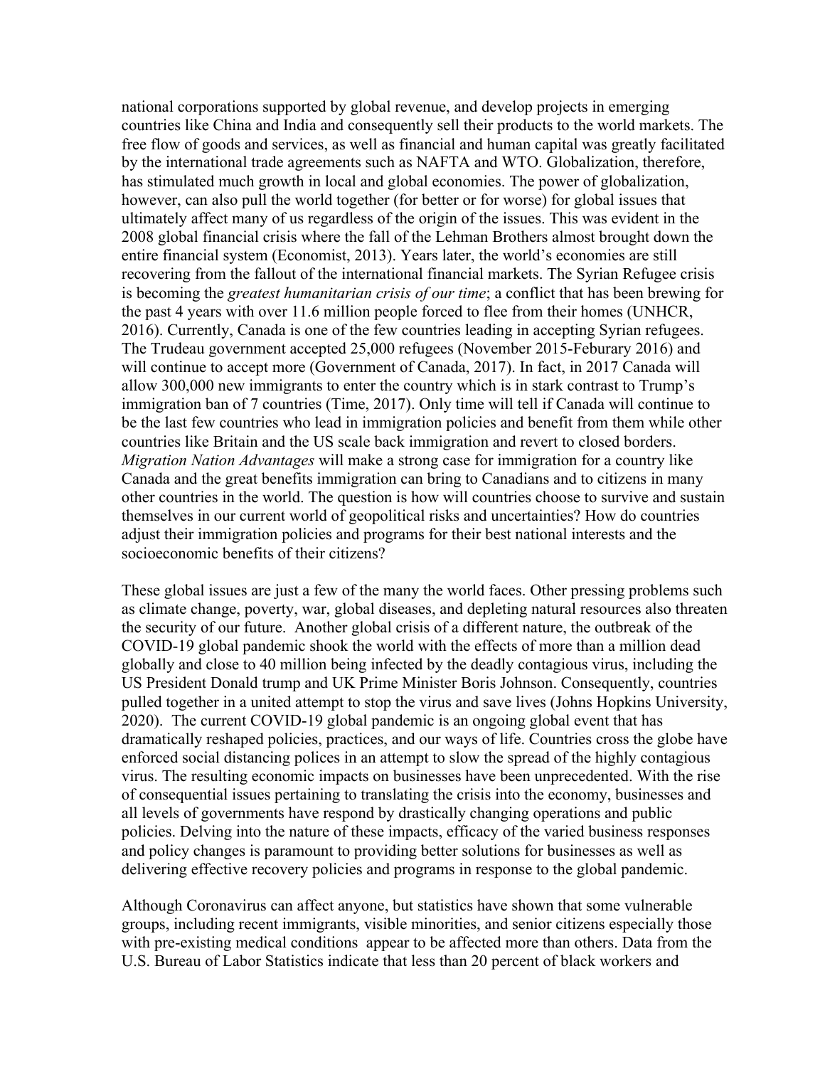national corporations supported by global revenue, and develop projects in emerging countries like China and India and consequently sell their products to the world markets. The free flow of goods and services, as well as financial and human capital was greatly facilitated by the international trade agreements such as NAFTA and WTO. Globalization, therefore, has stimulated much growth in local and global economies. The power of globalization, however, can also pull the world together (for better or for worse) for global issues that ultimately affect many of us regardless of the origin of the issues. This was evident in the 2008 global financial crisis where the fall of the Lehman Brothers almost brought down the entire financial system (Economist, 2013). Years later, the world's economies are still recovering from the fallout of the international financial markets. The Syrian Refugee crisis is becoming the *greatest humanitarian crisis of our time*; a conflict that has been brewing for the past 4 years with over 11.6 million people forced to flee from their homes (UNHCR, 2016). Currently, Canada is one of the few countries leading in accepting Syrian refugees. The Trudeau government accepted 25,000 refugees (November 2015-Feburary 2016) and will continue to accept more (Government of Canada, 2017). In fact, in 2017 Canada will allow 300,000 new immigrants to enter the country which is in stark contrast to Trump's immigration ban of 7 countries (Time, 2017). Only time will tell if Canada will continue to be the last few countries who lead in immigration policies and benefit from them while other countries like Britain and the US scale back immigration and revert to closed borders. *Migration Nation Advantages* will make a strong case for immigration for a country like Canada and the great benefits immigration can bring to Canadians and to citizens in many other countries in the world. The question is how will countries choose to survive and sustain themselves in our current world of geopolitical risks and uncertainties? How do countries adjust their immigration policies and programs for their best national interests and the socioeconomic benefits of their citizens?

These global issues are just a few of the many the world faces. Other pressing problems such as climate change, poverty, war, global diseases, and depleting natural resources also threaten the security of our future. Another global crisis of a different nature, the outbreak of the COVID-19 global pandemic shook the world with the effects of more than a million dead globally and close to 40 million being infected by the deadly contagious virus, including the US President Donald trump and UK Prime Minister Boris Johnson. Consequently, countries pulled together in a united attempt to stop the virus and save lives (Johns Hopkins University, 2020). The current COVID-19 global pandemic is an ongoing global event that has dramatically reshaped policies, practices, and our ways of life. Countries cross the globe have enforced social distancing polices in an attempt to slow the spread of the highly contagious virus. The resulting economic impacts on businesses have been unprecedented. With the rise of consequential issues pertaining to translating the crisis into the economy, businesses and all levels of governments have respond by drastically changing operations and public policies. Delving into the nature of these impacts, efficacy of the varied business responses and policy changes is paramount to providing better solutions for businesses as well as delivering effective recovery policies and programs in response to the global pandemic.

Although Coronavirus can affect anyone, but statistics have shown that some vulnerable groups, including recent immigrants, visible minorities, and senior citizens especially those with pre-existing medical conditions appear to be affected more than others. Data from the U.S. Bureau of Labor Statistics indicate that less than 20 percent of black workers and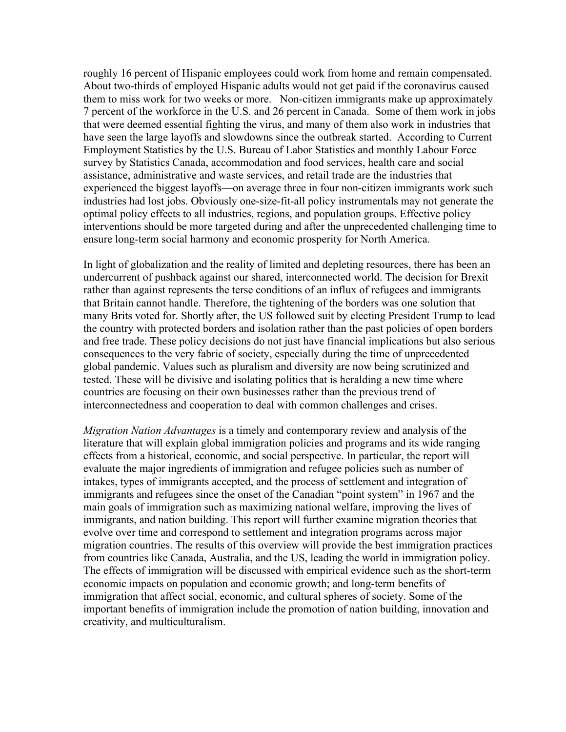roughly 16 percent of Hispanic employees could work from home and remain compensated. About two-thirds of employed Hispanic adults would not get paid if the coronavirus caused them to miss work for two weeks or more. Non-citizen immigrants make up approximately 7 percent of the workforce in the U.S. and 26 percent in Canada. Some of them work in jobs that were deemed essential fighting the virus, and many of them also work in industries that have seen the large layoffs and slowdowns since the outbreak started. According to Current Employment Statistics by the U.S. Bureau of Labor Statistics and monthly Labour Force survey by Statistics Canada, accommodation and food services, health care and social assistance, administrative and waste services, and retail trade are the industries that experienced the biggest layoffs—on average three in four non-citizen immigrants work such industries had lost jobs. Obviously one-size-fit-all policy instrumentals may not generate the optimal policy effects to all industries, regions, and population groups. Effective policy interventions should be more targeted during and after the unprecedented challenging time to ensure long-term social harmony and economic prosperity for North America.

In light of globalization and the reality of limited and depleting resources, there has been an undercurrent of pushback against our shared, interconnected world. The decision for Brexit rather than against represents the terse conditions of an influx of refugees and immigrants that Britain cannot handle. Therefore, the tightening of the borders was one solution that many Brits voted for. Shortly after, the US followed suit by electing President Trump to lead the country with protected borders and isolation rather than the past policies of open borders and free trade. These policy decisions do not just have financial implications but also serious consequences to the very fabric of society, especially during the time of unprecedented global pandemic. Values such as pluralism and diversity are now being scrutinized and tested. These will be divisive and isolating politics that is heralding a new time where countries are focusing on their own businesses rather than the previous trend of interconnectedness and cooperation to deal with common challenges and crises.

*Migration Nation Advantages* is a timely and contemporary review and analysis of the literature that will explain global immigration policies and programs and its wide ranging effects from a historical, economic, and social perspective. In particular, the report will evaluate the major ingredients of immigration and refugee policies such as number of intakes, types of immigrants accepted, and the process of settlement and integration of immigrants and refugees since the onset of the Canadian "point system" in 1967 and the main goals of immigration such as maximizing national welfare, improving the lives of immigrants, and nation building. This report will further examine migration theories that evolve over time and correspond to settlement and integration programs across major migration countries. The results of this overview will provide the best immigration practices from countries like Canada, Australia, and the US, leading the world in immigration policy. The effects of immigration will be discussed with empirical evidence such as the short-term economic impacts on population and economic growth; and long-term benefits of immigration that affect social, economic, and cultural spheres of society. Some of the important benefits of immigration include the promotion of nation building, innovation and creativity, and multiculturalism.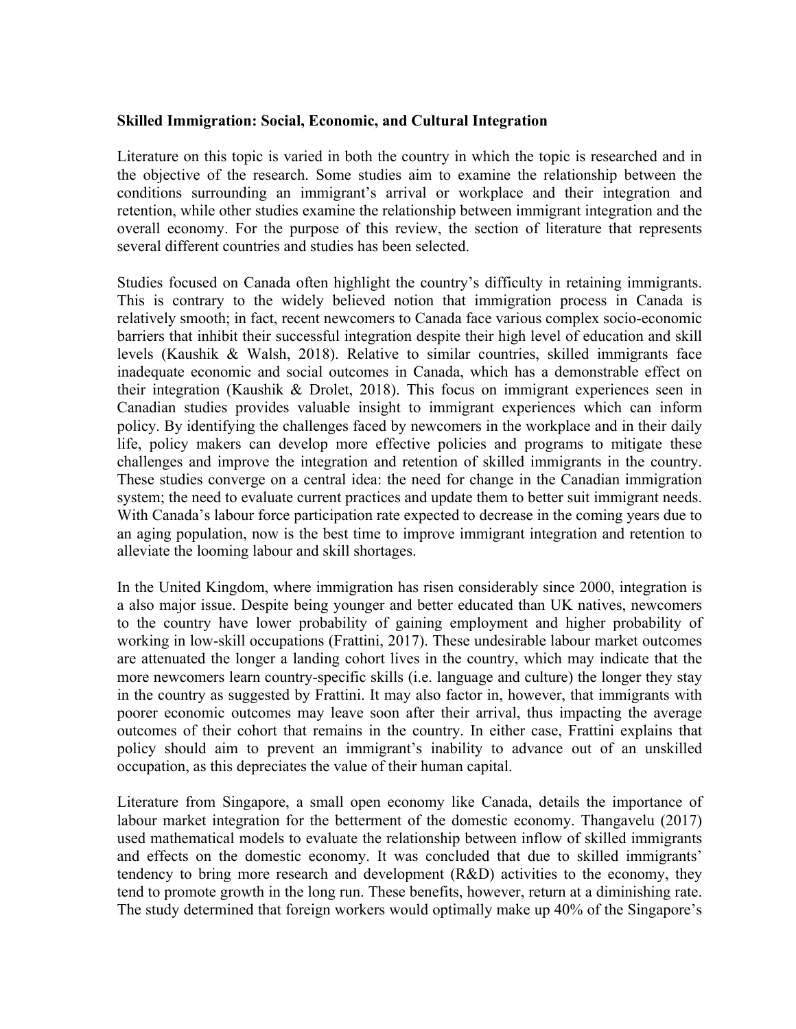**Skilled Immigration: Social, Economic, and Cultural Integration**

Literature on this topic is varied in both the country in which the topic is researched and in the objective of the research. Some studies aim to examine the relationship between the conditions surrounding an immigrant's arrival or workplace and their integration and retention, while other studies examine the relationship between immigrant integration and the overall economy. For the purpose of this review, the section of literature that represents several different countries and studies has been selected.

Studies focused on Canada often highlight the country's difficulty in retaining immigrants. This is contrary to the widely believed notion that immigration process in Canada is relatively smooth; in fact, recent newcomers to Canada face various complex socio-economic barriers that inhibit their successful integration despite their high level of education and skill levels (Kaushik & Walsh, 2018). Relative to similar countries, skilled immigrants face inadequate economic and social outcomes in Canada, which has a demonstrable effect on their integration (Kaushik & Drolet, 2018). This focus on immigrant experiences seen in Canadian studies provides valuable insight to immigrant experiences which can inform policy. By identifying the challenges faced by newcomers in the workplace and in their daily life, policy makers can develop more effective policies and programs to mitigate these challenges and improve the integration and retention of skilled immigrants in the country. These studies converge on a central idea: the need for change in the Canadian immigration system; the need to evaluate current practices and update them to better suit immigrant needs. With Canada's labour force participation rate expected to decrease in the coming years due to an aging population, now is the best time to improve immigrant integration and retention to alleviate the looming labour and skill shortages.

In the United Kingdom, where immigration has risen considerably since 2000, integration is a also major issue. Despite being younger and better educated than UK natives, newcomers to the country have lower probability of gaining employment and higher probability of working in low-skill occupations (Frattini, 2017). These undesirable labour market outcomes are attenuated the longer a landing cohort lives in the country, which may indicate that the more newcomers learn country-specific skills (i.e. language and culture) the longer they stay in the country as suggested by Frattini. It may also factor in, however, that immigrants with poorer economic outcomes may leave soon after their arrival, thus impacting the average outcomes of their cohort that remains in the country. In either case, Frattini explains that policy should aim to prevent an immigrant's inability to advance out of an unskilled occupation, as this depreciates the value of their human capital.

Literature from Singapore, a small open economy like Canada, details the importance of labour market integration for the betterment of the domestic economy. Thangavelu (2017) used mathematical models to evaluate the relationship between inflow of skilled immigrants and effects on the domestic economy. It was concluded that due to skilled immigrants' tendency to bring more research and development (R&D) activities to the economy, they tend to promote growth in the long run. These benefits, however, return at a diminishing rate. The study determined that foreign workers would optimally make up 40% of the Singapore's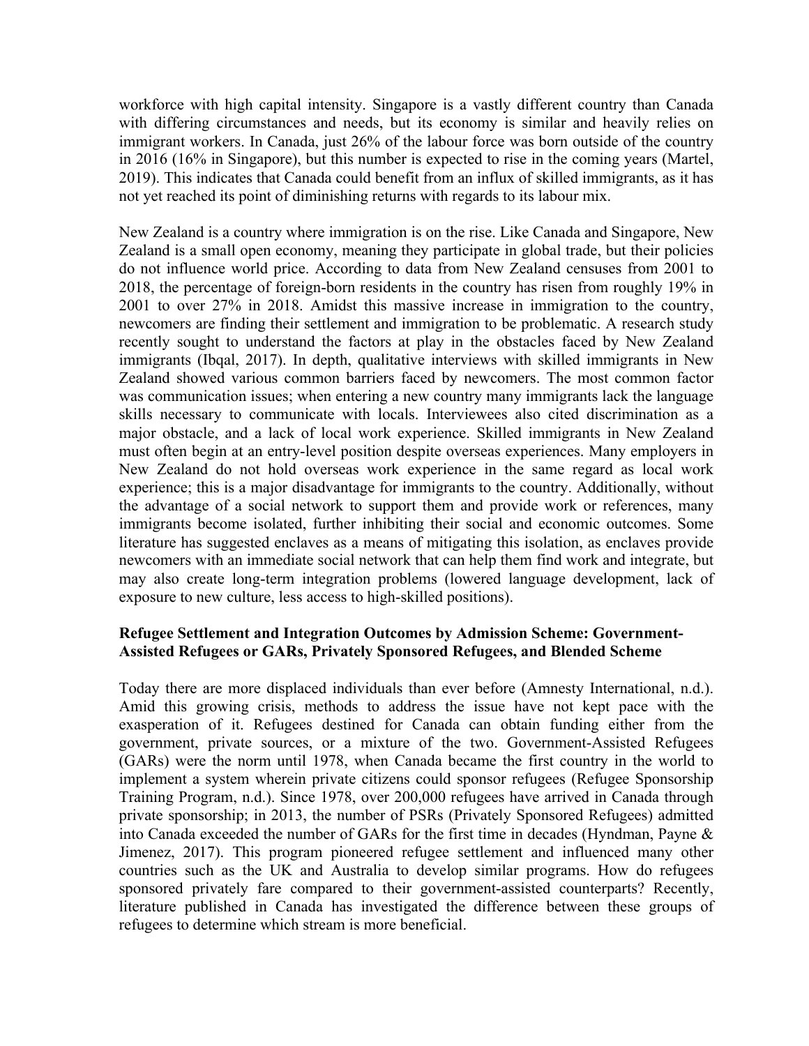workforce with high capital intensity. Singapore is a vastly different country than Canada with differing circumstances and needs, but its economy is similar and heavily relies on immigrant workers. In Canada, just 26% of the labour force was born outside of the country in 2016 (16% in Singapore), but this number is expected to rise in the coming years (Martel, 2019). This indicates that Canada could benefit from an influx of skilled immigrants, as it has not yet reached its point of diminishing returns with regards to its labour mix.

New Zealand is a country where immigration is on the rise. Like Canada and Singapore, New Zealand is a small open economy, meaning they participate in global trade, but their policies do not influence world price. According to data from New Zealand censuses from 2001 to 2018, the percentage of foreign-born residents in the country has risen from roughly 19% in 2001 to over 27% in 2018. Amidst this massive increase in immigration to the country, newcomers are finding their settlement and immigration to be problematic. A research study recently sought to understand the factors at play in the obstacles faced by New Zealand immigrants (Ibqal, 2017). In depth, qualitative interviews with skilled immigrants in New Zealand showed various common barriers faced by newcomers. The most common factor was communication issues; when entering a new country many immigrants lack the language skills necessary to communicate with locals. Interviewees also cited discrimination as a major obstacle, and a lack of local work experience. Skilled immigrants in New Zealand must often begin at an entry-level position despite overseas experiences. Many employers in New Zealand do not hold overseas work experience in the same regard as local work experience; this is a major disadvantage for immigrants to the country. Additionally, without the advantage of a social network to support them and provide work or references, many immigrants become isolated, further inhibiting their social and economic outcomes. Some literature has suggested enclaves as a means of mitigating this isolation, as enclaves provide newcomers with an immediate social network that can help them find work and integrate, but may also create long-term integration problems (lowered language development, lack of exposure to new culture, less access to high-skilled positions).

**Refugee Settlement and Integration Outcomes by Admission Scheme: Government-Assisted Refugees or GARs, Privately Sponsored Refugees, and Blended Scheme**

Today there are more displaced individuals than ever before (Amnesty International, n.d.). Amid this growing crisis, methods to address the issue have not kept pace with the exasperation of it. Refugees destined for Canada can obtain funding either from the government, private sources, or a mixture of the two. Government-Assisted Refugees (GARs) were the norm until 1978, when Canada became the first country in the world to implement a system wherein private citizens could sponsor refugees (Refugee Sponsorship Training Program, n.d.). Since 1978, over 200,000 refugees have arrived in Canada through private sponsorship; in 2013, the number of PSRs (Privately Sponsored Refugees) admitted into Canada exceeded the number of GARs for the first time in decades (Hyndman, Payne & Jimenez, 2017). This program pioneered refugee settlement and influenced many other countries such as the UK and Australia to develop similar programs. How do refugees sponsored privately fare compared to their government-assisted counterparts? Recently, literature published in Canada has investigated the difference between these groups of refugees to determine which stream is more beneficial.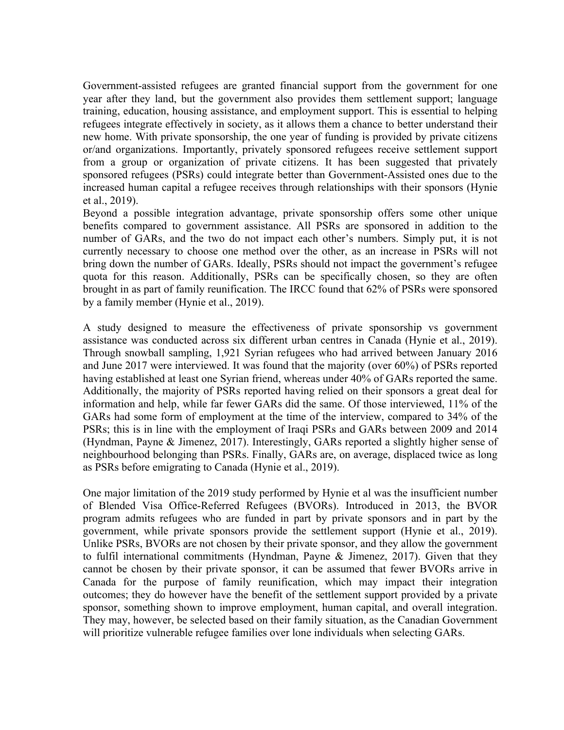Government-assisted refugees are granted financial support from the government for one year after they land, but the government also provides them settlement support; language training, education, housing assistance, and employment support. This is essential to helping refugees integrate effectively in society, as it allows them a chance to better understand their new home. With private sponsorship, the one year of funding is provided by private citizens or/and organizations. Importantly, privately sponsored refugees receive settlement support from a group or organization of private citizens. It has been suggested that privately sponsored refugees (PSRs) could integrate better than Government-Assisted ones due to the increased human capital a refugee receives through relationships with their sponsors (Hynie et al., 2019).

Beyond a possible integration advantage, private sponsorship offers some other unique benefits compared to government assistance. All PSRs are sponsored in addition to the number of GARs, and the two do not impact each other's numbers. Simply put, it is not currently necessary to choose one method over the other, as an increase in PSRs will not bring down the number of GARs. Ideally, PSRs should not impact the government's refugee quota for this reason. Additionally, PSRs can be specifically chosen, so they are often brought in as part of family reunification. The IRCC found that 62% of PSRs were sponsored by a family member (Hynie et al., 2019).

A study designed to measure the effectiveness of private sponsorship vs government assistance was conducted across six different urban centres in Canada (Hynie et al., 2019). Through snowball sampling, 1,921 Syrian refugees who had arrived between January 2016 and June 2017 were interviewed. It was found that the majority (over 60%) of PSRs reported having established at least one Syrian friend, whereas under 40% of GARs reported the same. Additionally, the majority of PSRs reported having relied on their sponsors a great deal for information and help, while far fewer GARs did the same. Of those interviewed, 11% of the GARs had some form of employment at the time of the interview, compared to 34% of the PSRs; this is in line with the employment of Iraqi PSRs and GARs between 2009 and 2014 (Hyndman, Payne & Jimenez, 2017). Interestingly, GARs reported a slightly higher sense of neighbourhood belonging than PSRs. Finally, GARs are, on average, displaced twice as long as PSRs before emigrating to Canada (Hynie et al., 2019).

One major limitation of the 2019 study performed by Hynie et al was the insufficient number of Blended Visa Office-Referred Refugees (BVORs). Introduced in 2013, the BVOR program admits refugees who are funded in part by private sponsors and in part by the government, while private sponsors provide the settlement support (Hynie et al., 2019). Unlike PSRs, BVORs are not chosen by their private sponsor, and they allow the government to fulfil international commitments (Hyndman, Payne & Jimenez, 2017). Given that they cannot be chosen by their private sponsor, it can be assumed that fewer BVORs arrive in Canada for the purpose of family reunification, which may impact their integration outcomes; they do however have the benefit of the settlement support provided by a private sponsor, something shown to improve employment, human capital, and overall integration. They may, however, be selected based on their family situation, as the Canadian Government will prioritize vulnerable refugee families over lone individuals when selecting GARs.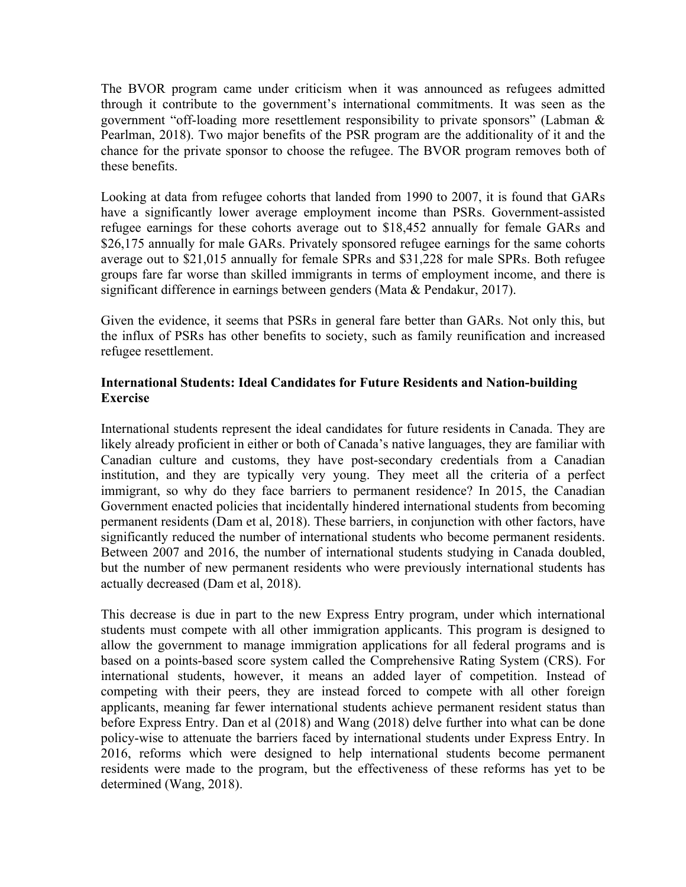The BVOR program came under criticism when it was announced as refugees admitted through it contribute to the government's international commitments. It was seen as the government "off-loading more resettlement responsibility to private sponsors" (Labman & Pearlman, 2018). Two major benefits of the PSR program are the additionality of it and the chance for the private sponsor to choose the refugee. The BVOR program removes both of these benefits.

Looking at data from refugee cohorts that landed from 1990 to 2007, it is found that GARs have a significantly lower average employment income than PSRs. Government-assisted refugee earnings for these cohorts average out to $18,452 annually for female GARs and $26,175 annually for male GARs. Privately sponsored refugee earnings for the same cohorts average out to $21,015 annually for female SPRs and $31,228 for male SPRs. Both refugee groups fare far worse than skilled immigrants in terms of employment income, and there is significant difference in earnings between genders (Mata & Pendakur, 2017).

Given the evidence, it seems that PSRs in general fare better than GARs. Not only this, but the influx of PSRs has other benefits to society, such as family reunification and increased refugee resettlement.

**International Students: Ideal Candidates for Future Residents and Nation-building Exercise**

International students represent the ideal candidates for future residents in Canada. They are likely already proficient in either or both of Canada's native languages, they are familiar with Canadian culture and customs, they have post-secondary credentials from a Canadian institution, and they are typically very young. They meet all the criteria of a perfect immigrant, so why do they face barriers to permanent residence? In 2015, the Canadian Government enacted policies that incidentally hindered international students from becoming permanent residents (Dam et al, 2018). These barriers, in conjunction with other factors, have significantly reduced the number of international students who become permanent residents. Between 2007 and 2016, the number of international students studying in Canada doubled, but the number of new permanent residents who were previously international students has actually decreased (Dam et al, 2018).

This decrease is due in part to the new Express Entry program, under which international students must compete with all other immigration applicants. This program is designed to allow the government to manage immigration applications for all federal programs and is based on a points-based score system called the Comprehensive Rating System (CRS). For international students, however, it means an added layer of competition. Instead of competing with their peers, they are instead forced to compete with all other foreign applicants, meaning far fewer international students achieve permanent resident status than before Express Entry. Dan et al (2018) and Wang (2018) delve further into what can be done policy-wise to attenuate the barriers faced by international students under Express Entry. In 2016, reforms which were designed to help international students become permanent residents were made to the program, but the effectiveness of these reforms has yet to be determined (Wang, 2018).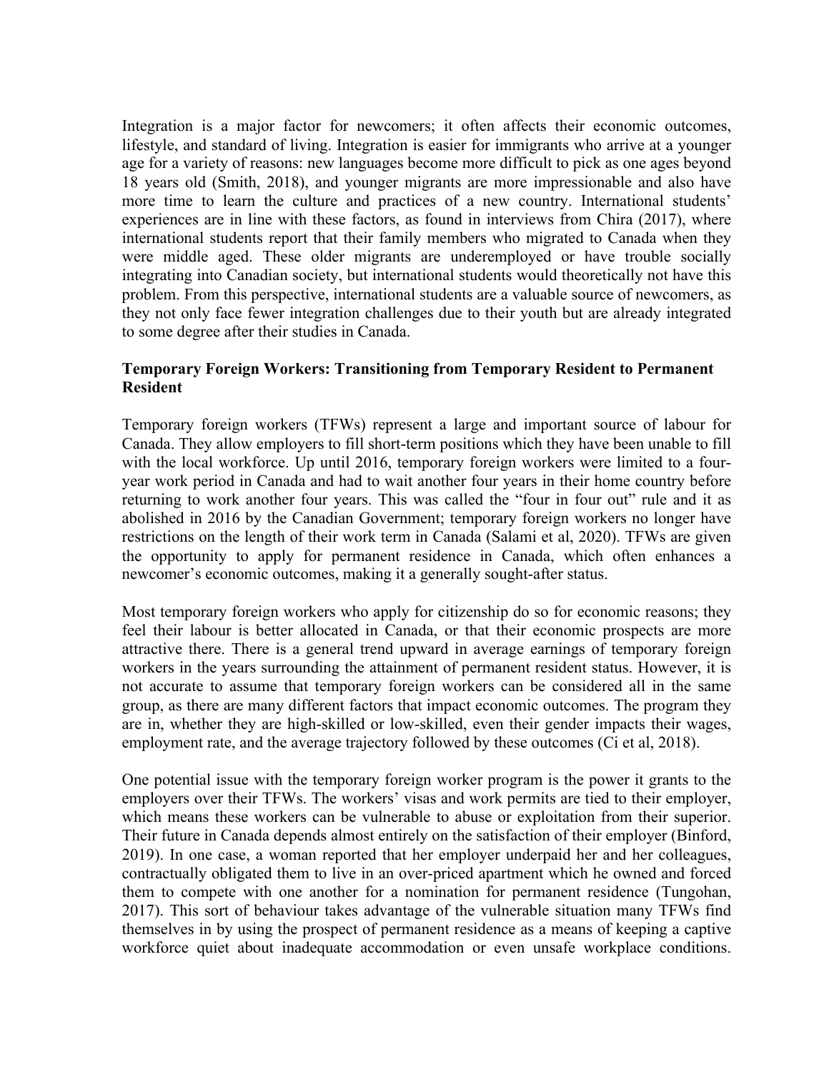Integration is a major factor for newcomers; it often affects their economic outcomes, lifestyle, and standard of living. Integration is easier for immigrants who arrive at a younger age for a variety of reasons: new languages become more difficult to pick as one ages beyond 18 years old (Smith, 2018), and younger migrants are more impressionable and also have more time to learn the culture and practices of a new country. International students' experiences are in line with these factors, as found in interviews from Chira (2017), where international students report that their family members who migrated to Canada when they were middle aged. These older migrants are underemployed or have trouble socially integrating into Canadian society, but international students would theoretically not have this problem. From this perspective, international students are a valuable source of newcomers, as they not only face fewer integration challenges due to their youth but are already integrated to some degree after their studies in Canada.

### Temporary Foreign Workers: Transitioning from Temporary Resident to Permanent Resident

Temporary foreign workers (TFWs) represent a large and important source of labour for Canada. They allow employers to fill short-term positions which they have been unable to fill with the local workforce. Up until 2016, temporary foreign workers were limited to a four-year work period in Canada and had to wait another four years in their home country before returning to work another four years. This was called the "four in four out" rule and it as abolished in 2016 by the Canadian Government; temporary foreign workers no longer have restrictions on the length of their work term in Canada (Salami et al, 2020). TFWs are given the opportunity to apply for permanent residence in Canada, which often enhances a newcomer's economic outcomes, making it a generally sought-after status.

Most temporary foreign workers who apply for citizenship do so for economic reasons; they feel their labour is better allocated in Canada, or that their economic prospects are more attractive there. There is a general trend upward in average earnings of temporary foreign workers in the years surrounding the attainment of permanent resident status. However, it is not accurate to assume that temporary foreign workers can be considered all in the same group, as there are many different factors that impact economic outcomes. The program they are in, whether they are high-skilled or low-skilled, even their gender impacts their wages, employment rate, and the average trajectory followed by these outcomes (Ci et al, 2018).

One potential issue with the temporary foreign worker program is the power it grants to the employers over their TFWs. The workers' visas and work permits are tied to their employer, which means these workers can be vulnerable to abuse or exploitation from their superior. Their future in Canada depends almost entirely on the satisfaction of their employer (Binford, 2019). In one case, a woman reported that her employer underpaid her and her colleagues, contractually obligated them to live in an over-priced apartment which he owned and forced them to compete with one another for a nomination for permanent residence (Tungohan, 2017). This sort of behaviour takes advantage of the vulnerable situation many TFWs find themselves in by using the prospect of permanent residence as a means of keeping a captive workforce quiet about inadequate accommodation or even unsafe workplace conditions.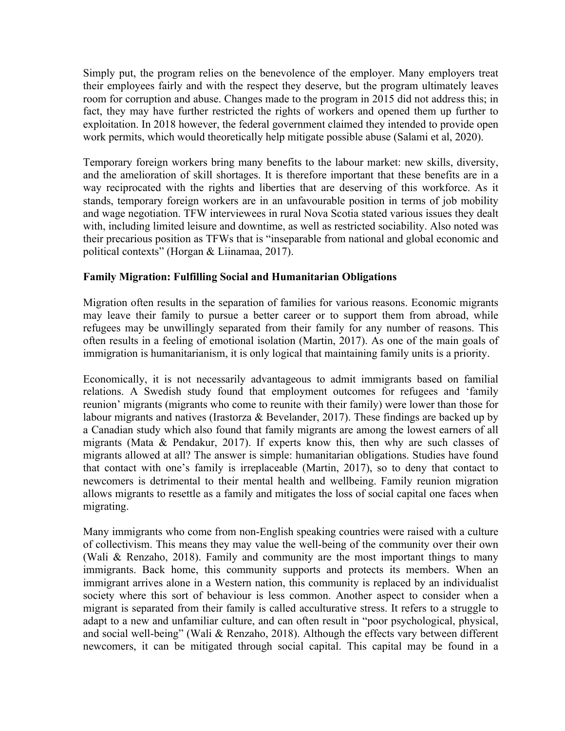Simply put, the program relies on the benevolence of the employer. Many employers treat their employees fairly and with the respect they deserve, but the program ultimately leaves room for corruption and abuse. Changes made to the program in 2015 did not address this; in fact, they may have further restricted the rights of workers and opened them up further to exploitation. In 2018 however, the federal government claimed they intended to provide open work permits, which would theoretically help mitigate possible abuse (Salami et al, 2020).

Temporary foreign workers bring many benefits to the labour market: new skills, diversity, and the amelioration of skill shortages. It is therefore important that these benefits are in a way reciprocated with the rights and liberties that are deserving of this workforce. As it stands, temporary foreign workers are in an unfavourable position in terms of job mobility and wage negotiation. TFW interviewees in rural Nova Scotia stated various issues they dealt with, including limited leisure and downtime, as well as restricted sociability. Also noted was their precarious position as TFWs that is "inseparable from national and global economic and political contexts" (Horgan & Liinamaa, 2017).

**Family Migration: Fulfilling Social and Humanitarian Obligations**

Migration often results in the separation of families for various reasons. Economic migrants may leave their family to pursue a better career or to support them from abroad, while refugees may be unwillingly separated from their family for any number of reasons. This often results in a feeling of emotional isolation (Martin, 2017). As one of the main goals of immigration is humanitarianism, it is only logical that maintaining family units is a priority.

Economically, it is not necessarily advantageous to admit immigrants based on familial relations. A Swedish study found that employment outcomes for refugees and 'family reunion' migrants (migrants who come to reunite with their family) were lower than those for labour migrants and natives (Irastorza & Bevelander, 2017). These findings are backed up by a Canadian study which also found that family migrants are among the lowest earners of all migrants (Mata & Pendakur, 2017). If experts know this, then why are such classes of migrants allowed at all? The answer is simple: humanitarian obligations. Studies have found that contact with one's family is irreplaceable (Martin, 2017), so to deny that contact to newcomers is detrimental to their mental health and wellbeing. Family reunion migration allows migrants to resettle as a family and mitigates the loss of social capital one faces when migrating.

Many immigrants who come from non-English speaking countries were raised with a culture of collectivism. This means they may value the well-being of the community over their own (Wali & Renzaho, 2018). Family and community are the most important things to many immigrants. Back home, this community supports and protects its members. When an immigrant arrives alone in a Western nation, this community is replaced by an individualist society where this sort of behaviour is less common. Another aspect to consider when a migrant is separated from their family is called acculturative stress. It refers to a struggle to adapt to a new and unfamiliar culture, and can often result in "poor psychological, physical, and social well-being" (Wali & Renzaho, 2018). Although the effects vary between different newcomers, it can be mitigated through social capital. This capital may be found in a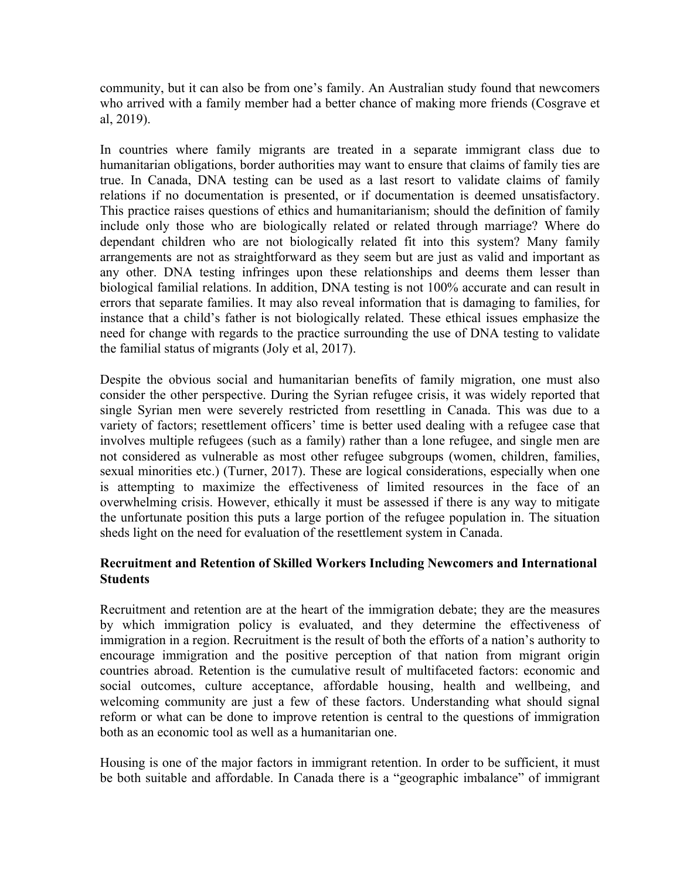community, but it can also be from one's family. An Australian study found that newcomers who arrived with a family member had a better chance of making more friends (Cosgrave et al, 2019).

In countries where family migrants are treated in a separate immigrant class due to humanitarian obligations, border authorities may want to ensure that claims of family ties are true. In Canada, DNA testing can be used as a last resort to validate claims of family relations if no documentation is presented, or if documentation is deemed unsatisfactory. This practice raises questions of ethics and humanitarianism; should the definition of family include only those who are biologically related or related through marriage? Where do dependant children who are not biologically related fit into this system? Many family arrangements are not as straightforward as they seem but are just as valid and important as any other. DNA testing infringes upon these relationships and deems them lesser than biological familial relations. In addition, DNA testing is not 100% accurate and can result in errors that separate families. It may also reveal information that is damaging to families, for instance that a child's father is not biologically related. These ethical issues emphasize the need for change with regards to the practice surrounding the use of DNA testing to validate the familial status of migrants (Joly et al, 2017).

Despite the obvious social and humanitarian benefits of family migration, one must also consider the other perspective. During the Syrian refugee crisis, it was widely reported that single Syrian men were severely restricted from resettling in Canada. This was due to a variety of factors; resettlement officers' time is better used dealing with a refugee case that involves multiple refugees (such as a family) rather than a lone refugee, and single men are not considered as vulnerable as most other refugee subgroups (women, children, families, sexual minorities etc.) (Turner, 2017). These are logical considerations, especially when one is attempting to maximize the effectiveness of limited resources in the face of an overwhelming crisis. However, ethically it must be assessed if there is any way to mitigate the unfortunate position this puts a large portion of the refugee population in. The situation sheds light on the need for evaluation of the resettlement system in Canada.

### Recruitment and Retention of Skilled Workers Including Newcomers and International Students

Recruitment and retention are at the heart of the immigration debate; they are the measures by which immigration policy is evaluated, and they determine the effectiveness of immigration in a region. Recruitment is the result of both the efforts of a nation's authority to encourage immigration and the positive perception of that nation from migrant origin countries abroad. Retention is the cumulative result of multifaceted factors: economic and social outcomes, culture acceptance, affordable housing, health and wellbeing, and welcoming community are just a few of these factors. Understanding what should signal reform or what can be done to improve retention is central to the questions of immigration both as an economic tool as well as a humanitarian one.

Housing is one of the major factors in immigrant retention. In order to be sufficient, it must be both suitable and affordable. In Canada there is a "geographic imbalance" of immigrant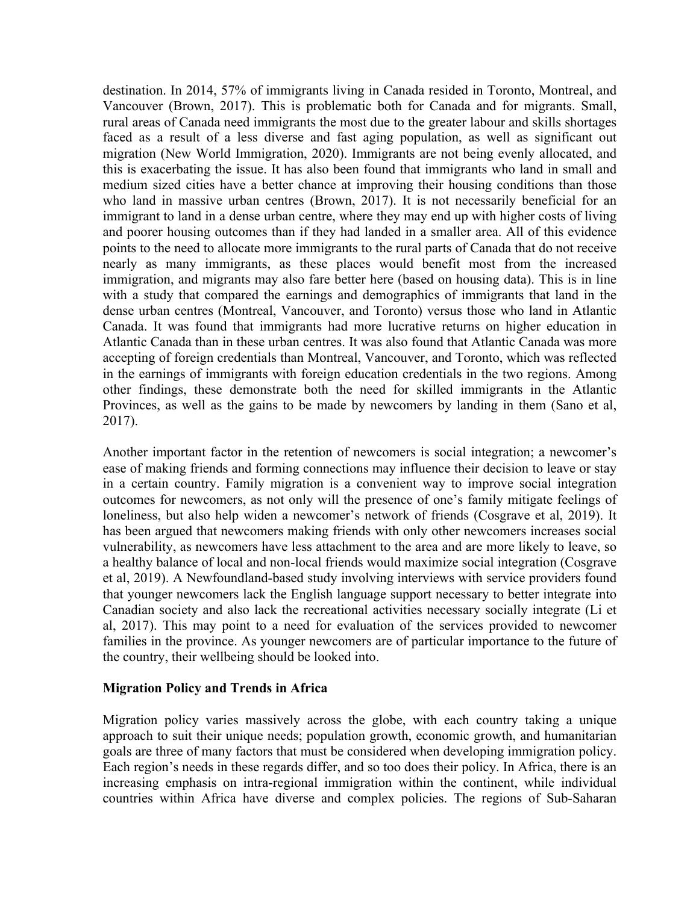destination. In 2014, 57% of immigrants living in Canada resided in Toronto, Montreal, and Vancouver (Brown, 2017). This is problematic both for Canada and for migrants. Small, rural areas of Canada need immigrants the most due to the greater labour and skills shortages faced as a result of a less diverse and fast aging population, as well as significant out migration (New World Immigration, 2020). Immigrants are not being evenly allocated, and this is exacerbating the issue. It has also been found that immigrants who land in small and medium sized cities have a better chance at improving their housing conditions than those who land in massive urban centres (Brown, 2017). It is not necessarily beneficial for an immigrant to land in a dense urban centre, where they may end up with higher costs of living and poorer housing outcomes than if they had landed in a smaller area. All of this evidence points to the need to allocate more immigrants to the rural parts of Canada that do not receive nearly as many immigrants, as these places would benefit most from the increased immigration, and migrants may also fare better here (based on housing data). This is in line with a study that compared the earnings and demographics of immigrants that land in the dense urban centres (Montreal, Vancouver, and Toronto) versus those who land in Atlantic Canada. It was found that immigrants had more lucrative returns on higher education in Atlantic Canada than in these urban centres. It was also found that Atlantic Canada was more accepting of foreign credentials than Montreal, Vancouver, and Toronto, which was reflected in the earnings of immigrants with foreign education credentials in the two regions. Among other findings, these demonstrate both the need for skilled immigrants in the Atlantic Provinces, as well as the gains to be made by newcomers by landing in them (Sano et al, 2017).

Another important factor in the retention of newcomers is social integration; a newcomer's ease of making friends and forming connections may influence their decision to leave or stay in a certain country. Family migration is a convenient way to improve social integration outcomes for newcomers, as not only will the presence of one's family mitigate feelings of loneliness, but also help widen a newcomer's network of friends (Cosgrave et al, 2019). It has been argued that newcomers making friends with only other newcomers increases social vulnerability, as newcomers have less attachment to the area and are more likely to leave, so a healthy balance of local and non-local friends would maximize social integration (Cosgrave et al, 2019). A Newfoundland-based study involving interviews with service providers found that younger newcomers lack the English language support necessary to better integrate into Canadian society and also lack the recreational activities necessary socially integrate (Li et al, 2017). This may point to a need for evaluation of the services provided to newcomer families in the province. As younger newcomers are of particular importance to the future of the country, their wellbeing should be looked into.

## Migration Policy and Trends in Africa

Migration policy varies massively across the globe, with each country taking a unique approach to suit their unique needs; population growth, economic growth, and humanitarian goals are three of many factors that must be considered when developing immigration policy. Each region's needs in these regards differ, and so too does their policy. In Africa, there is an increasing emphasis on intra-regional immigration within the continent, while individual countries within Africa have diverse and complex policies. The regions of Sub-Saharan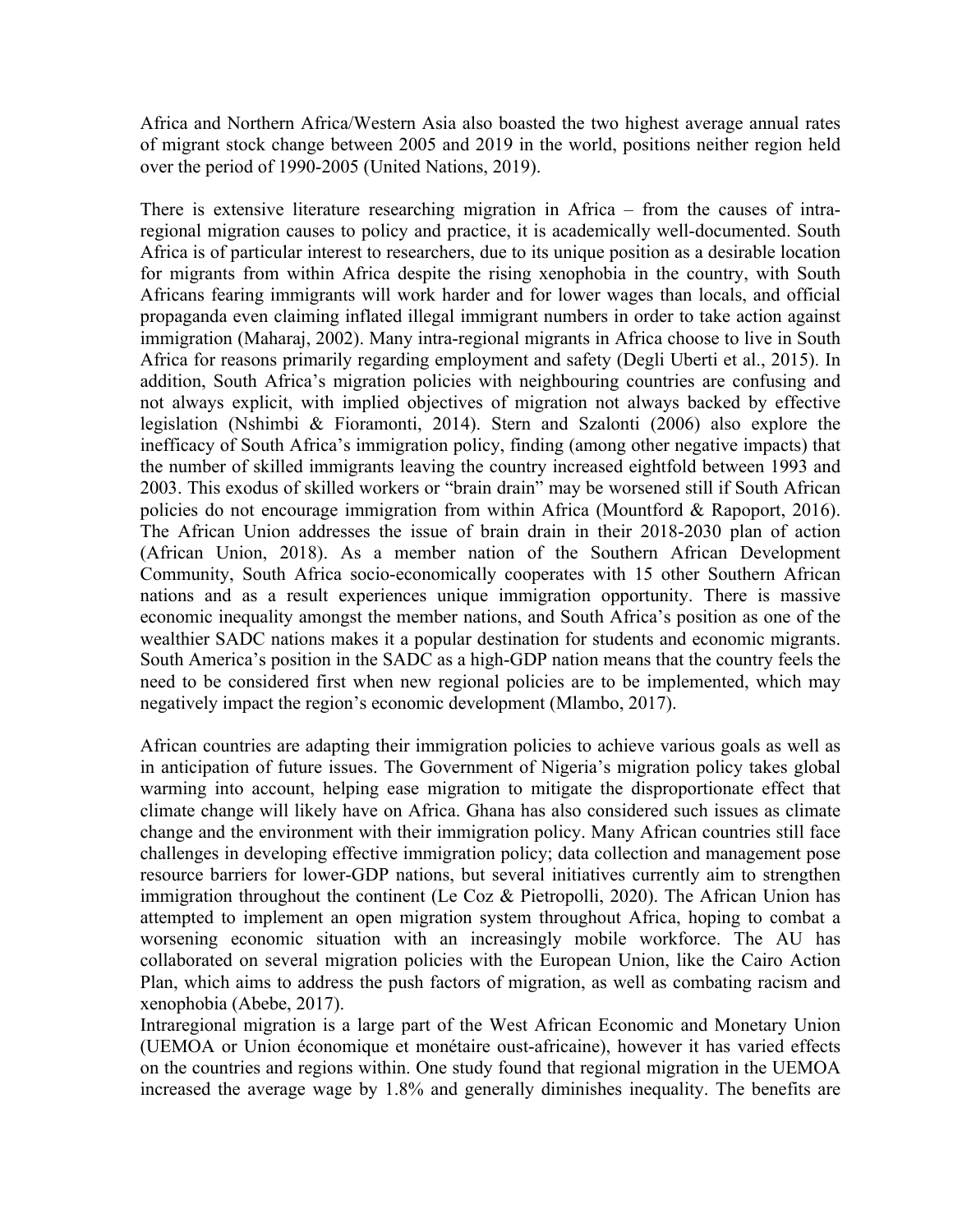Africa and Northern Africa/Western Asia also boasted the two highest average annual rates of migrant stock change between 2005 and 2019 in the world, positions neither region held over the period of 1990-2005 (United Nations, 2019).

There is extensive literature researching migration in Africa – from the causes of intra-regional migration causes to policy and practice, it is academically well-documented. South Africa is of particular interest to researchers, due to its unique position as a desirable location for migrants from within Africa despite the rising xenophobia in the country, with South Africans fearing immigrants will work harder and for lower wages than locals, and official propaganda even claiming inflated illegal immigrant numbers in order to take action against immigration (Maharaj, 2002). Many intra-regional migrants in Africa choose to live in South Africa for reasons primarily regarding employment and safety (Degli Uberti et al., 2015). In addition, South Africa's migration policies with neighbouring countries are confusing and not always explicit, with implied objectives of migration not always backed by effective legislation (Nshimbi & Fioramonti, 2014). Stern and Szalonti (2006) also explore the inefficacy of South Africa's immigration policy, finding (among other negative impacts) that the number of skilled immigrants leaving the country increased eightfold between 1993 and 2003. This exodus of skilled workers or "brain drain" may be worsened still if South African policies do not encourage immigration from within Africa (Mountford & Rapoport, 2016). The African Union addresses the issue of brain drain in their 2018-2030 plan of action (African Union, 2018). As a member nation of the Southern African Development Community, South Africa socio-economically cooperates with 15 other Southern African nations and as a result experiences unique immigration opportunity. There is massive economic inequality amongst the member nations, and South Africa's position as one of the wealthier SADC nations makes it a popular destination for students and economic migrants. South America's position in the SADC as a high-GDP nation means that the country feels the need to be considered first when new regional policies are to be implemented, which may negatively impact the region's economic development (Mlambo, 2017).

African countries are adapting their immigration policies to achieve various goals as well as in anticipation of future issues. The Government of Nigeria's migration policy takes global warming into account, helping ease migration to mitigate the disproportionate effect that climate change will likely have on Africa. Ghana has also considered such issues as climate change and the environment with their immigration policy. Many African countries still face challenges in developing effective immigration policy; data collection and management pose resource barriers for lower-GDP nations, but several initiatives currently aim to strengthen immigration throughout the continent (Le Coz & Pietropolli, 2020). The African Union has attempted to implement an open migration system throughout Africa, hoping to combat a worsening economic situation with an increasingly mobile workforce. The AU has collaborated on several migration policies with the European Union, like the Cairo Action Plan, which aims to address the push factors of migration, as well as combating racism and xenophobia (Abebe, 2017).

Intraregional migration is a large part of the West African Economic and Monetary Union (UEMOA or Union économique et monétaire ouest-africaine), however it has varied effects on the countries and regions within. One study found that regional migration in the UEMOA increased the average wage by 1.8% and generally diminishes inequality. The benefits are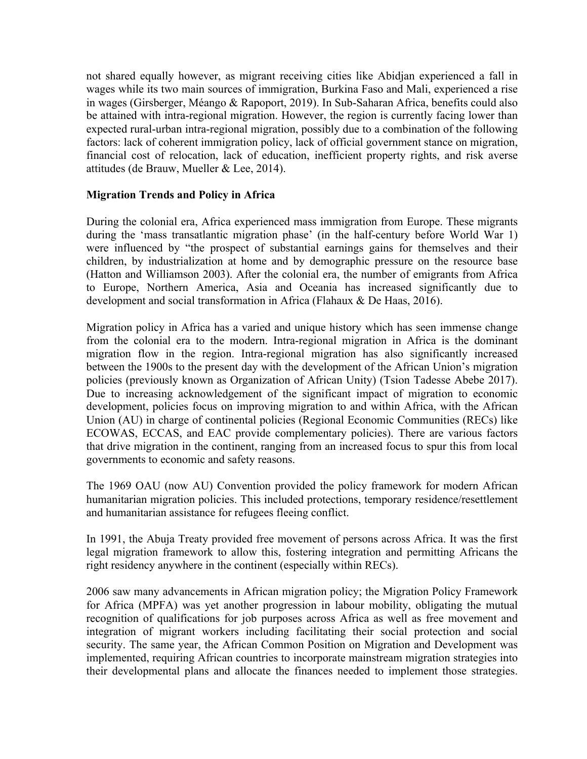not shared equally however, as migrant receiving cities like Abidjan experienced a fall in wages while its two main sources of immigration, Burkina Faso and Mali, experienced a rise in wages (Girsberger, Méango & Rapoport, 2019). In Sub-Saharan Africa, benefits could also be attained with intra-regional migration. However, the region is currently facing lower than expected rural-urban intra-regional migration, possibly due to a combination of the following factors: lack of coherent immigration policy, lack of official government stance on migration, financial cost of relocation, lack of education, inefficient property rights, and risk averse attitudes (de Brauw, Mueller & Lee, 2014).

**Migration Trends and Policy in Africa**

During the colonial era, Africa experienced mass immigration from Europe. These migrants during the 'mass transatlantic migration phase' (in the half-century before World War 1) were influenced by "the prospect of substantial earnings gains for themselves and their children, by industrialization at home and by demographic pressure on the resource base (Hatton and Williamson 2003). After the colonial era, the number of emigrants from Africa to Europe, Northern America, Asia and Oceania has increased significantly due to development and social transformation in Africa (Flahaux & De Haas, 2016).

Migration policy in Africa has a varied and unique history which has seen immense change from the colonial era to the modern. Intra-regional migration in Africa is the dominant migration flow in the region. Intra-regional migration has also significantly increased between the 1900s to the present day with the development of the African Union's migration policies (previously known as Organization of African Unity) (Tsion Tadesse Abebe 2017). Due to increasing acknowledgement of the significant impact of migration to economic development, policies focus on improving migration to and within Africa, with the African Union (AU) in charge of continental policies (Regional Economic Communities (RECs) like ECOWAS, ECCAS, and EAC provide complementary policies). There are various factors that drive migration in the continent, ranging from an increased focus to spur this from local governments to economic and safety reasons.

The 1969 OAU (now AU) Convention provided the policy framework for modern African humanitarian migration policies. This included protections, temporary residence/resettlement and humanitarian assistance for refugees fleeing conflict.

In 1991, the Abuja Treaty provided free movement of persons across Africa. It was the first legal migration framework to allow this, fostering integration and permitting Africans the right residency anywhere in the continent (especially within RECs).

2006 saw many advancements in African migration policy; the Migration Policy Framework for Africa (MPFA) was yet another progression in labour mobility, obligating the mutual recognition of qualifications for job purposes across Africa as well as free movement and integration of migrant workers including facilitating their social protection and social security. The same year, the African Common Position on Migration and Development was implemented, requiring African countries to incorporate mainstream migration strategies into their developmental plans and allocate the finances needed to implement those strategies.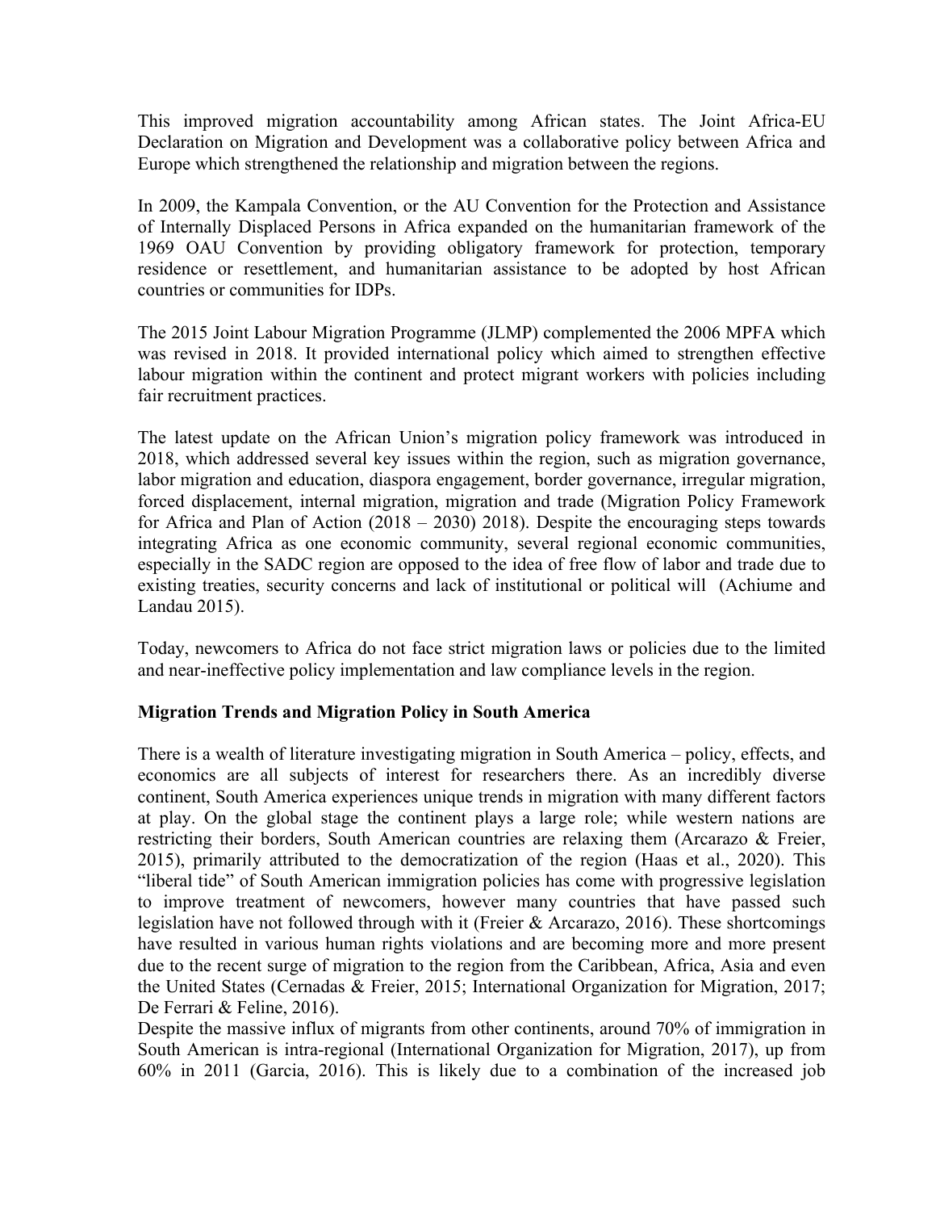This improved migration accountability among African states. The Joint Africa-EU Declaration on Migration and Development was a collaborative policy between Africa and Europe which strengthened the relationship and migration between the regions.

In 2009, the Kampala Convention, or the AU Convention for the Protection and Assistance of Internally Displaced Persons in Africa expanded on the humanitarian framework of the 1969 OAU Convention by providing obligatory framework for protection, temporary residence or resettlement, and humanitarian assistance to be adopted by host African countries or communities for IDPs.

The 2015 Joint Labour Migration Programme (JLMP) complemented the 2006 MPFA which was revised in 2018. It provided international policy which aimed to strengthen effective labour migration within the continent and protect migrant workers with policies including fair recruitment practices.

The latest update on the African Union's migration policy framework was introduced in 2018, which addressed several key issues within the region, such as migration governance, labor migration and education, diaspora engagement, border governance, irregular migration, forced displacement, internal migration, migration and trade (Migration Policy Framework for Africa and Plan of Action (2018 – 2030) 2018). Despite the encouraging steps towards integrating Africa as one economic community, several regional economic communities, especially in the SADC region are opposed to the idea of free flow of labor and trade due to existing treaties, security concerns and lack of institutional or political will (Achiume and Landau 2015).

Today, newcomers to Africa do not face strict migration laws or policies due to the limited and near-ineffective policy implementation and law compliance levels in the region.

**Migration Trends and Migration Policy in South America**

There is a wealth of literature investigating migration in South America – policy, effects, and economics are all subjects of interest for researchers there. As an incredibly diverse continent, South America experiences unique trends in migration with many different factors at play. On the global stage the continent plays a large role; while western nations are restricting their borders, South American countries are relaxing them (Arcarazo & Freier, 2015), primarily attributed to the democratization of the region (Haas et al., 2020). This "liberal tide" of South American immigration policies has come with progressive legislation to improve treatment of newcomers, however many countries that have passed such legislation have not followed through with it (Freier & Arcarazo, 2016). These shortcomings have resulted in various human rights violations and are becoming more and more present due to the recent surge of migration to the region from the Caribbean, Africa, Asia and even the United States (Cernadas & Freier, 2015; International Organization for Migration, 2017; De Ferrari & Feline, 2016).

Despite the massive influx of migrants from other continents, around 70% of immigration in South American is intra-regional (International Organization for Migration, 2017), up from 60% in 2011 (Garcia, 2016). This is likely due to a combination of the increased job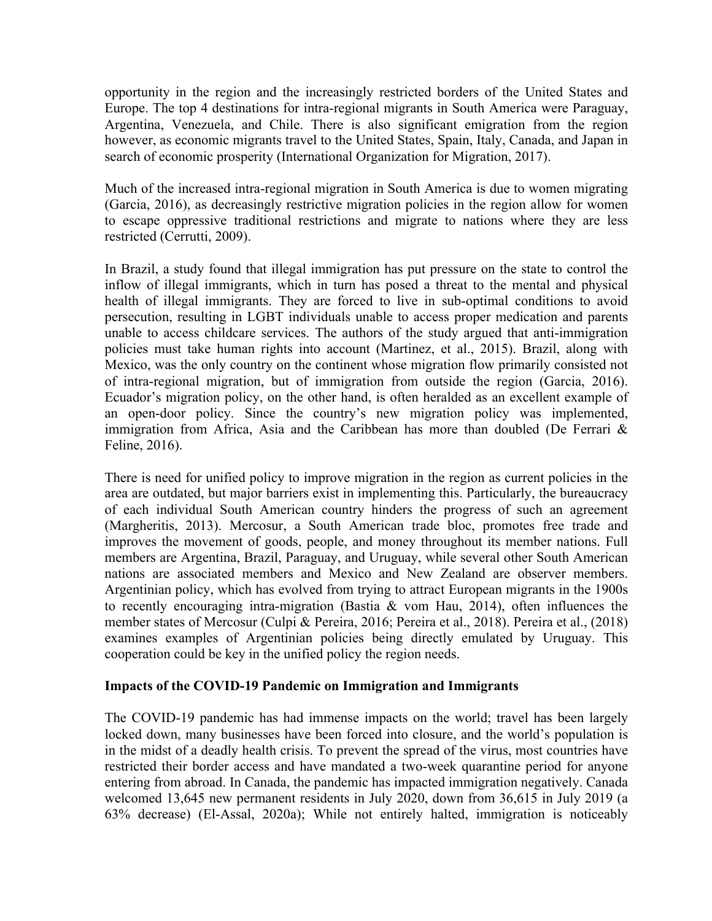opportunity in the region and the increasingly restricted borders of the United States and Europe. The top 4 destinations for intra-regional migrants in South America were Paraguay, Argentina, Venezuela, and Chile. There is also significant emigration from the region however, as economic migrants travel to the United States, Spain, Italy, Canada, and Japan in search of economic prosperity (International Organization for Migration, 2017).

Much of the increased intra-regional migration in South America is due to women migrating (Garcia, 2016), as decreasingly restrictive migration policies in the region allow for women to escape oppressive traditional restrictions and migrate to nations where they are less restricted (Cerrutti, 2009).

In Brazil, a study found that illegal immigration has put pressure on the state to control the inflow of illegal immigrants, which in turn has posed a threat to the mental and physical health of illegal immigrants. They are forced to live in sub-optimal conditions to avoid persecution, resulting in LGBT individuals unable to access proper medication and parents unable to access childcare services. The authors of the study argued that anti-immigration policies must take human rights into account (Martinez, et al., 2015). Brazil, along with Mexico, was the only country on the continent whose migration flow primarily consisted not of intra-regional migration, but of immigration from outside the region (Garcia, 2016). Ecuador's migration policy, on the other hand, is often heralded as an excellent example of an open-door policy. Since the country's new migration policy was implemented, immigration from Africa, Asia and the Caribbean has more than doubled (De Ferrari & Feline, 2016).

There is need for unified policy to improve migration in the region as current policies in the area are outdated, but major barriers exist in implementing this. Particularly, the bureaucracy of each individual South American country hinders the progress of such an agreement (Margheritis, 2013). Mercosur, a South American trade bloc, promotes free trade and improves the movement of goods, people, and money throughout its member nations. Full members are Argentina, Brazil, Paraguay, and Uruguay, while several other South American nations are associated members and Mexico and New Zealand are observer members. Argentinian policy, which has evolved from trying to attract European migrants in the 1900s to recently encouraging intra-migration (Bastia & vom Hau, 2014), often influences the member states of Mercosur (Culpi & Pereira, 2016; Pereira et al., 2018). Pereira et al., (2018) examines examples of Argentinian policies being directly emulated by Uruguay. This cooperation could be key in the unified policy the region needs.

**Impacts of the COVID-19 Pandemic on Immigration and Immigrants**

The COVID-19 pandemic has had immense impacts on the world; travel has been largely locked down, many businesses have been forced into closure, and the world's population is in the midst of a deadly health crisis. To prevent the spread of the virus, most countries have restricted their border access and have mandated a two-week quarantine period for anyone entering from abroad. In Canada, the pandemic has impacted immigration negatively. Canada welcomed 13,645 new permanent residents in July 2020, down from 36,615 in July 2019 (a 63% decrease) (El-Assal, 2020a); While not entirely halted, immigration is noticeably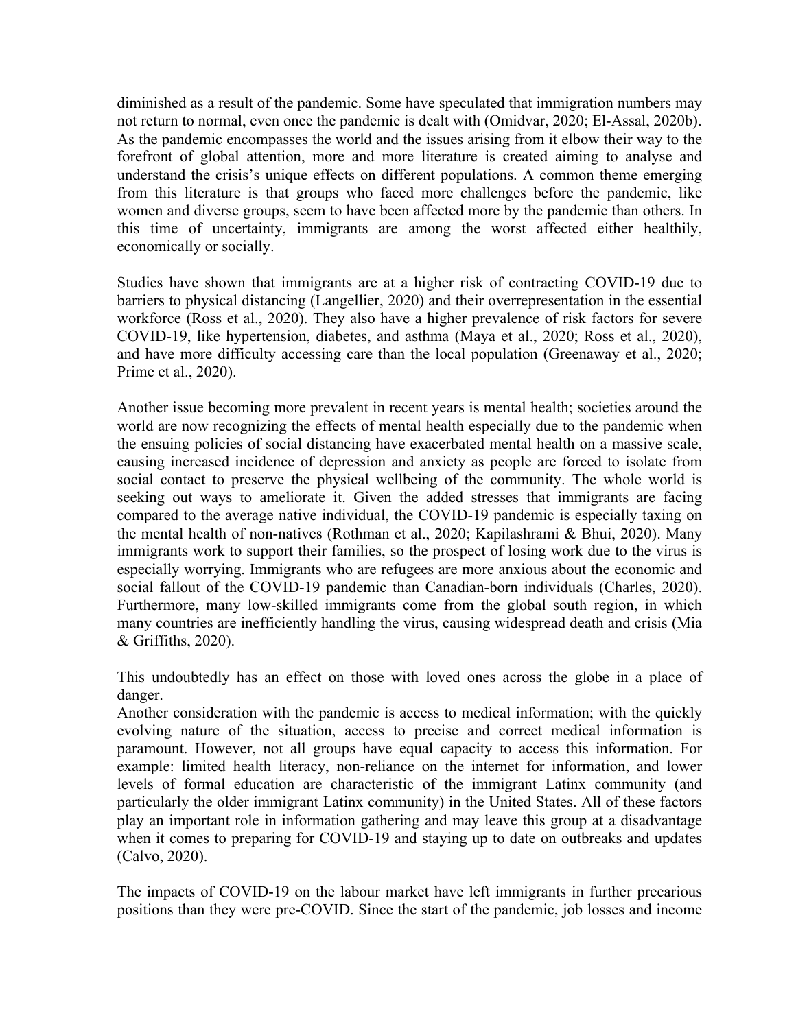diminished as a result of the pandemic. Some have speculated that immigration numbers may not return to normal, even once the pandemic is dealt with (Omidvar, 2020; El-Assal, 2020b). As the pandemic encompasses the world and the issues arising from it elbow their way to the forefront of global attention, more and more literature is created aiming to analyse and understand the crisis's unique effects on different populations. A common theme emerging from this literature is that groups who faced more challenges before the pandemic, like women and diverse groups, seem to have been affected more by the pandemic than others. In this time of uncertainty, immigrants are among the worst affected either healthily, economically or socially.

Studies have shown that immigrants are at a higher risk of contracting COVID-19 due to barriers to physical distancing (Langellier, 2020) and their overrepresentation in the essential workforce (Ross et al., 2020). They also have a higher prevalence of risk factors for severe COVID-19, like hypertension, diabetes, and asthma (Maya et al., 2020; Ross et al., 2020), and have more difficulty accessing care than the local population (Greenaway et al., 2020; Prime et al., 2020).

Another issue becoming more prevalent in recent years is mental health; societies around the world are now recognizing the effects of mental health especially due to the pandemic when the ensuing policies of social distancing have exacerbated mental health on a massive scale, causing increased incidence of depression and anxiety as people are forced to isolate from social contact to preserve the physical wellbeing of the community. The whole world is seeking out ways to ameliorate it. Given the added stresses that immigrants are facing compared to the average native individual, the COVID-19 pandemic is especially taxing on the mental health of non-natives (Rothman et al., 2020; Kapilashrami & Bhui, 2020). Many immigrants work to support their families, so the prospect of losing work due to the virus is especially worrying. Immigrants who are refugees are more anxious about the economic and social fallout of the COVID-19 pandemic than Canadian-born individuals (Charles, 2020). Furthermore, many low-skilled immigrants come from the global south region, in which many countries are inefficiently handling the virus, causing widespread death and crisis (Mia & Griffiths, 2020).

This undoubtedly has an effect on those with loved ones across the globe in a place of danger.

Another consideration with the pandemic is access to medical information; with the quickly evolving nature of the situation, access to precise and correct medical information is paramount. However, not all groups have equal capacity to access this information. For example: limited health literacy, non-reliance on the internet for information, and lower levels of formal education are characteristic of the immigrant Latinx community (and particularly the older immigrant Latinx community) in the United States. All of these factors play an important role in information gathering and may leave this group at a disadvantage when it comes to preparing for COVID-19 and staying up to date on outbreaks and updates (Calvo, 2020).

The impacts of COVID-19 on the labour market have left immigrants in further precarious positions than they were pre-COVID. Since the start of the pandemic, job losses and income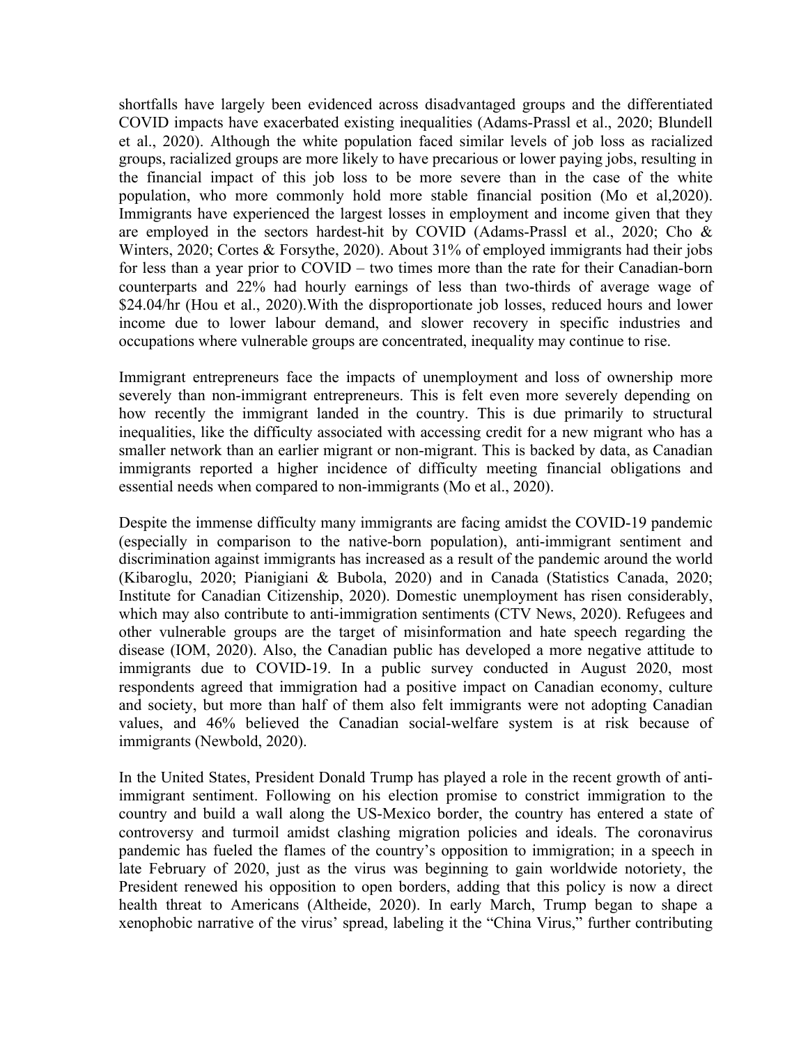shortfalls have largely been evidenced across disadvantaged groups and the differentiated COVID impacts have exacerbated existing inequalities (Adams-Prassl et al., 2020; Blundell et al., 2020). Although the white population faced similar levels of job loss as racialized groups, racialized groups are more likely to have precarious or lower paying jobs, resulting in the financial impact of this job loss to be more severe than in the case of the white population, who more commonly hold more stable financial position (Mo et al,2020). Immigrants have experienced the largest losses in employment and income given that they are employed in the sectors hardest-hit by COVID (Adams-Prassl et al., 2020; Cho & Winters, 2020; Cortes & Forsythe, 2020). About 31% of employed immigrants had their jobs for less than a year prior to COVID – two times more than the rate for their Canadian-born counterparts and 22% had hourly earnings of less than two-thirds of average wage of $24.04/hr (Hou et al., 2020).With the disproportionate job losses, reduced hours and lower income due to lower labour demand, and slower recovery in specific industries and occupations where vulnerable groups are concentrated, inequality may continue to rise.

Immigrant entrepreneurs face the impacts of unemployment and loss of ownership more severely than non-immigrant entrepreneurs. This is felt even more severely depending on how recently the immigrant landed in the country. This is due primarily to structural inequalities, like the difficulty associated with accessing credit for a new migrant who has a smaller network than an earlier migrant or non-migrant. This is backed by data, as Canadian immigrants reported a higher incidence of difficulty meeting financial obligations and essential needs when compared to non-immigrants (Mo et al., 2020).

Despite the immense difficulty many immigrants are facing amidst the COVID-19 pandemic (especially in comparison to the native-born population), anti-immigrant sentiment and discrimination against immigrants has increased as a result of the pandemic around the world (Kibaroglu, 2020; Pianigiani & Bubola, 2020) and in Canada (Statistics Canada, 2020; Institute for Canadian Citizenship, 2020). Domestic unemployment has risen considerably, which may also contribute to anti-immigration sentiments (CTV News, 2020). Refugees and other vulnerable groups are the target of misinformation and hate speech regarding the disease (IOM, 2020). Also, the Canadian public has developed a more negative attitude to immigrants due to COVID-19. In a public survey conducted in August 2020, most respondents agreed that immigration had a positive impact on Canadian economy, culture and society, but more than half of them also felt immigrants were not adopting Canadian values, and 46% believed the Canadian social-welfare system is at risk because of immigrants (Newbold, 2020).

In the United States, President Donald Trump has played a role in the recent growth of anti-immigrant sentiment. Following on his election promise to constrict immigration to the country and build a wall along the US-Mexico border, the country has entered a state of controversy and turmoil amidst clashing migration policies and ideals. The coronavirus pandemic has fueled the flames of the country's opposition to immigration; in a speech in late February of 2020, just as the virus was beginning to gain worldwide notoriety, the President renewed his opposition to open borders, adding that this policy is now a direct health threat to Americans (Altheide, 2020). In early March, Trump began to shape a xenophobic narrative of the virus' spread, labeling it the "China Virus," further contributing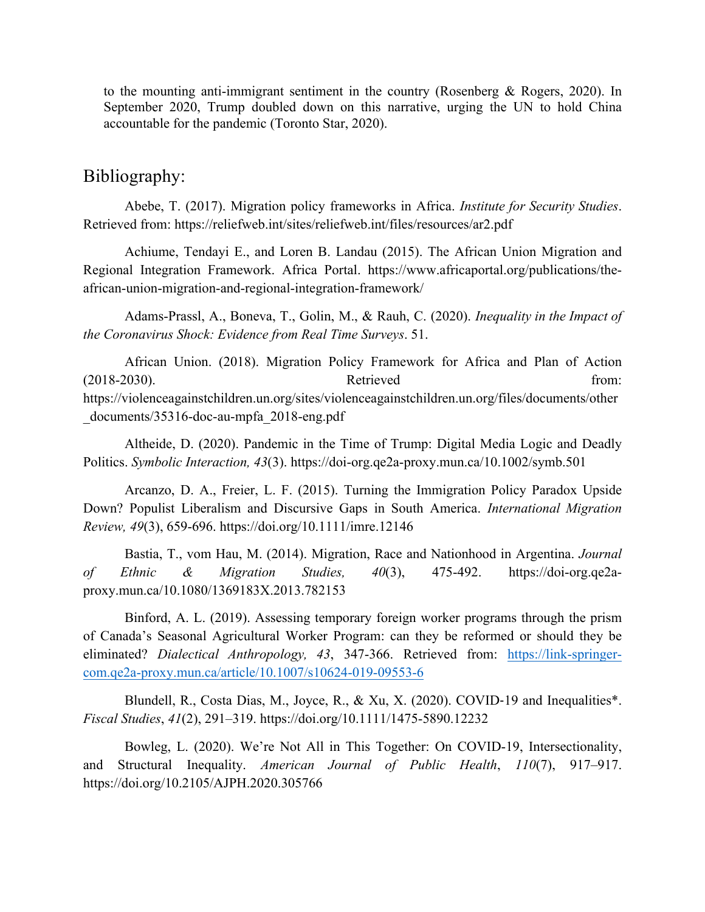to the mounting anti-immigrant sentiment in the country (Rosenberg & Rogers, 2020). In September 2020, Trump doubled down on this narrative, urging the UN to hold China accountable for the pandemic (Toronto Star, 2020).

## Bibliography:

Abebe, T. (2017). Migration policy frameworks in Africa. *Institute for Security Studies*. Retrieved from: https://reliefweb.int/sites/reliefweb.int/files/resources/ar2.pdf

Achiume, Tendayi E., and Loren B. Landau (2015). The African Union Migration and Regional Integration Framework. Africa Portal. https://www.africaportal.org/publications/the-african-union-migration-and-regional-integration-framework/

Adams-Prassl, A., Boneva, T., Golin, M., & Rauh, C. (2020). *Inequality in the Impact of the Coronavirus Shock: Evidence from Real Time Surveys*. 51.

African Union. (2018). Migration Policy Framework for Africa and Plan of Action (2018-2030). Retrieved from: https://violenceagainstchildren.un.org/sites/violenceagainstchildren.un.org/files/documents/other_documents/35316-doc-au-mpfa_2018-eng.pdf

Altheide, D. (2020). Pandemic in the Time of Trump: Digital Media Logic and Deadly Politics. *Symbolic Interaction, 43*(3). https://doi-org.qe2a-proxy.mun.ca/10.1002/symb.501

Arcanzo, D. A., Freier, L. F. (2015). Turning the Immigration Policy Paradox Upside Down? Populist Liberalism and Discursive Gaps in South America. *International Migration Review, 49*(3), 659-696. https://doi.org/10.1111/imre.12146

Bastia, T., vom Hau, M. (2014). Migration, Race and Nationhood in Argentina. *Journal of Ethnic & Migration Studies, 40*(3), 475-492. https://doi-org.qe2a-proxy.mun.ca/10.1080/1369183X.2013.782153

Binford, A. L. (2019). Assessing temporary foreign worker programs through the prism of Canada's Seasonal Agricultural Worker Program: can they be reformed or should they be eliminated? *Dialectical Anthropology, 43*, 347-366. Retrieved from: https://link-springer-com.qe2a-proxy.mun.ca/article/10.1007/s10624-019-09553-6

Blundell, R., Costa Dias, M., Joyce, R., & Xu, X. (2020). COVID-19 and Inequalities*. *Fiscal Studies*, *41*(2), 291–319. https://doi.org/10.1111/1475-5890.12232

Bowleg, L. (2020). We're Not All in This Together: On COVID-19, Intersectionality, and Structural Inequality. *American Journal of Public Health*, *110*(7), 917–917. https://doi.org/10.2105/AJPH.2020.305766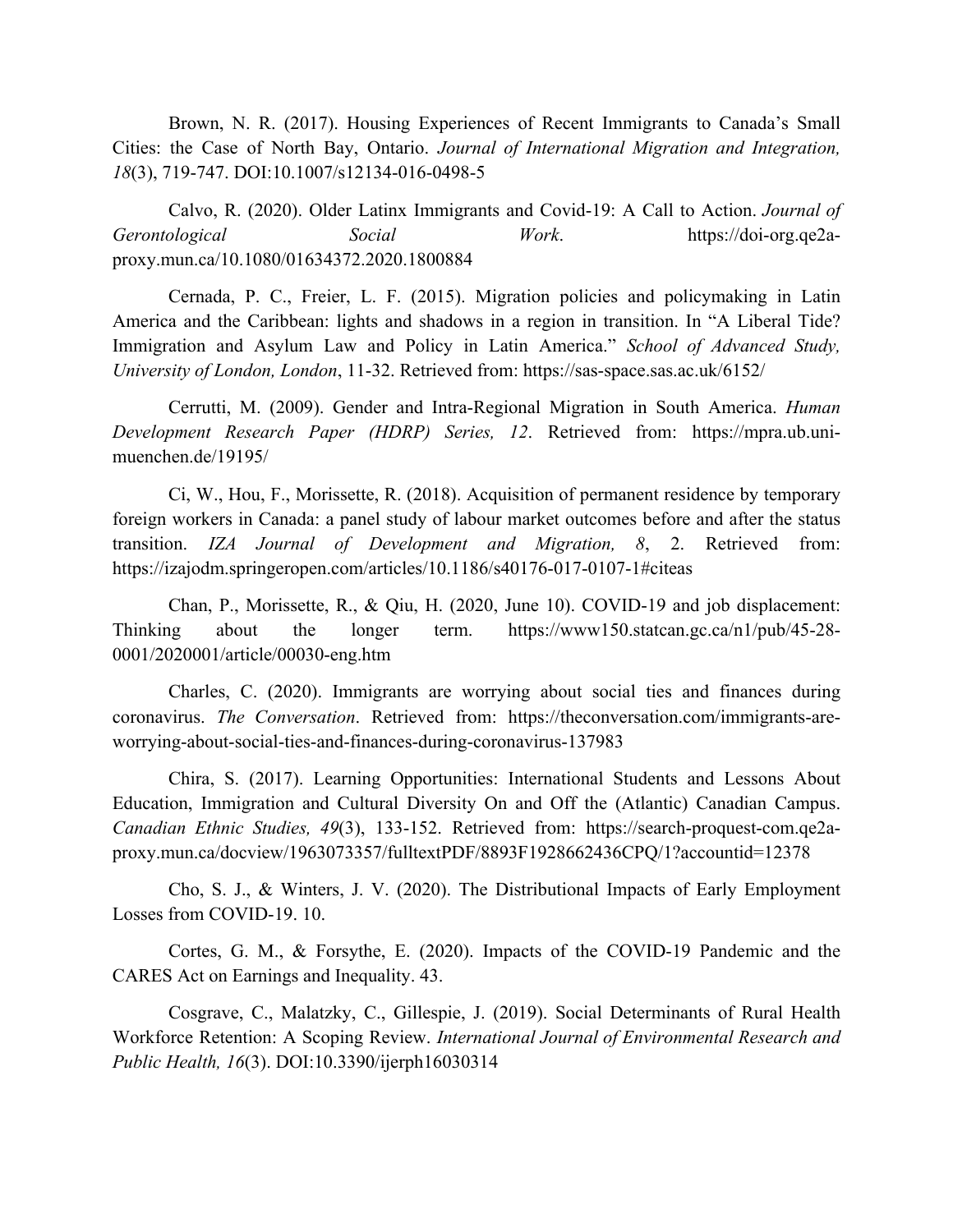Brown, N. R. (2017). Housing Experiences of Recent Immigrants to Canada's Small Cities: the Case of North Bay, Ontario. *Journal of International Migration and Integration, 18*(3), 719-747. DOI:10.1007/s12134-016-0498-5

Calvo, R. (2020). Older Latinx Immigrants and Covid-19: A Call to Action. *Journal of Gerontological Social Work*. https://doi-org.qe2a-proxy.mun.ca/10.1080/01634372.2020.1800884

Cernada, P. C., Freier, L. F. (2015). Migration policies and policymaking in Latin America and the Caribbean: lights and shadows in a region in transition. In "A Liberal Tide? Immigration and Asylum Law and Policy in Latin America." *School of Advanced Study, University of London, London*, 11-32. Retrieved from: https://sas-space.sas.ac.uk/6152/

Cerrutti, M. (2009). Gender and Intra-Regional Migration in South America. *Human Development Research Paper (HDRP) Series, 12*. Retrieved from: https://mpra.ub.uni-muenchen.de/19195/

Ci, W., Hou, F., Morissette, R. (2018). Acquisition of permanent residence by temporary foreign workers in Canada: a panel study of labour market outcomes before and after the status transition. *IZA Journal of Development and Migration, 8*, 2. Retrieved from: https://izajodm.springeropen.com/articles/10.1186/s40176-017-0107-1#citeas

Chan, P., Morissette, R., & Qiu, H. (2020, June 10). COVID-19 and job displacement: Thinking about the longer term. https://www150.statcan.gc.ca/n1/pub/45-28-0001/2020001/article/00030-eng.htm

Charles, C. (2020). Immigrants are worrying about social ties and finances during coronavirus. *The Conversation*. Retrieved from: https://theconversation.com/immigrants-are-worrying-about-social-ties-and-finances-during-coronavirus-137983

Chira, S. (2017). Learning Opportunities: International Students and Lessons About Education, Immigration and Cultural Diversity On and Off the (Atlantic) Canadian Campus. *Canadian Ethnic Studies, 49*(3), 133-152. Retrieved from: https://search-proquest-com.qe2a-proxy.mun.ca/docview/1963073357/fulltextPDF/8893F1928662436CPQ/1?accountid=12378

Cho, S. J., & Winters, J. V. (2020). The Distributional Impacts of Early Employment Losses from COVID-19. 10.

Cortes, G. M., & Forsythe, E. (2020). Impacts of the COVID-19 Pandemic and the CARES Act on Earnings and Inequality. 43.

Cosgrave, C., Malatzky, C., Gillespie, J. (2019). Social Determinants of Rural Health Workforce Retention: A Scoping Review. *International Journal of Environmental Research and Public Health, 16*(3). DOI:10.3390/ijerph16030314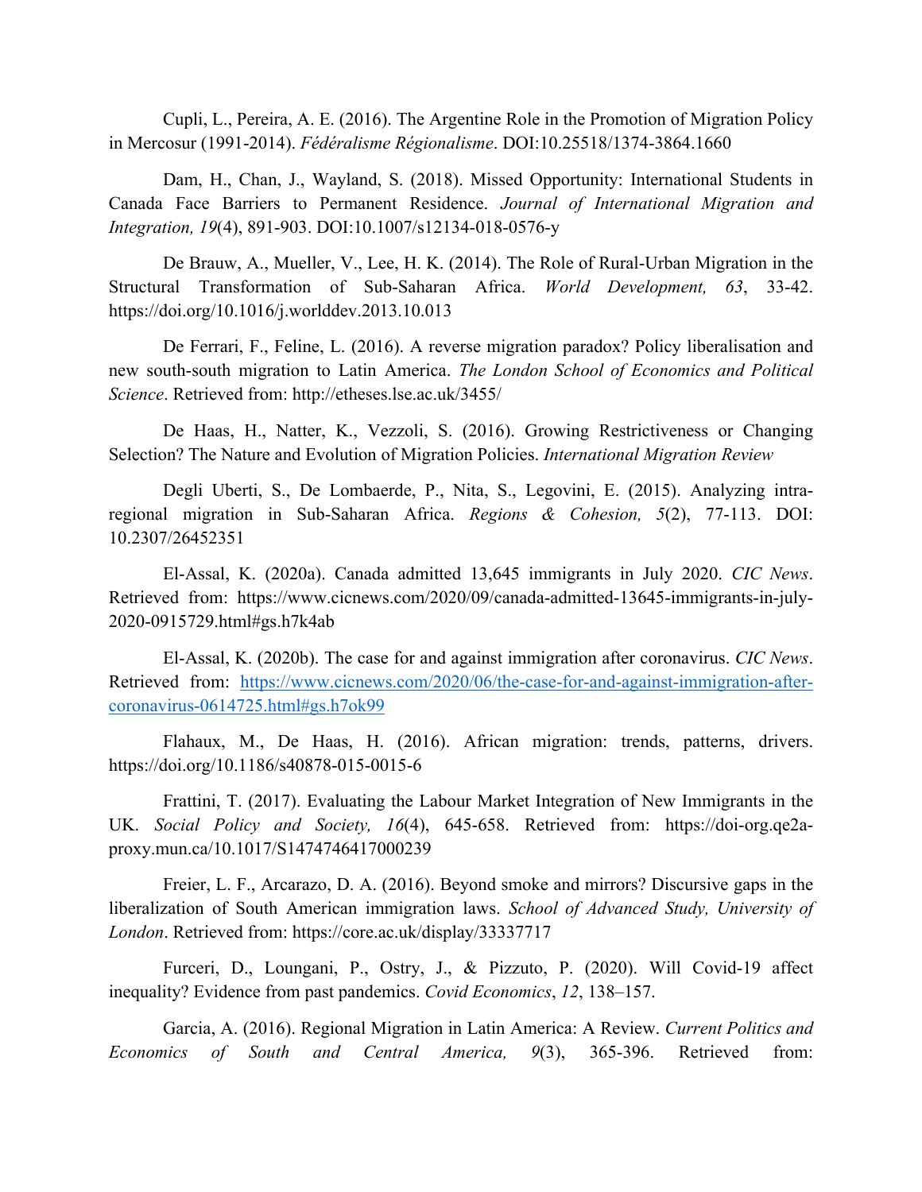Cupli, L., Pereira, A. E. (2016). The Argentine Role in the Promotion of Migration Policy in Mercosur (1991-2014). *Fédéralisme Régionalisme*. DOI:10.25518/1374-3864.1660

Dam, H., Chan, J., Wayland, S. (2018). Missed Opportunity: International Students in Canada Face Barriers to Permanent Residence. *Journal of International Migration and Integration, 19*(4), 891-903. DOI:10.1007/s12134-018-0576-y

De Brauw, A., Mueller, V., Lee, H. K. (2014). The Role of Rural-Urban Migration in the Structural Transformation of Sub-Saharan Africa. *World Development, 63*, 33-42. https://doi.org/10.1016/j.worlddev.2013.10.013

De Ferrari, F., Feline, L. (2016). A reverse migration paradox? Policy liberalisation and new south-south migration to Latin America. *The London School of Economics and Political Science*. Retrieved from: http://etheses.lse.ac.uk/3455/

De Haas, H., Natter, K., Vezzoli, S. (2016). Growing Restrictiveness or Changing Selection? The Nature and Evolution of Migration Policies. *International Migration Review*

Degli Uberti, S., De Lombaerde, P., Nita, S., Legovini, E. (2015). Analyzing intra-regional migration in Sub-Saharan Africa. *Regions & Cohesion, 5*(2), 77-113. DOI: 10.2307/26452351

El-Assal, K. (2020a). Canada admitted 13,645 immigrants in July 2020. *CIC News*. Retrieved from: https://www.cicnews.com/2020/09/canada-admitted-13645-immigrants-in-july-2020-0915729.html#gs.h7k4ab

El-Assal, K. (2020b). The case for and against immigration after coronavirus. *CIC News*. Retrieved from: https://www.cicnews.com/2020/06/the-case-for-and-against-immigration-after-coronavirus-0614725.html#gs.h7ok99

Flahaux, M., De Haas, H. (2016). African migration: trends, patterns, drivers. https://doi.org/10.1186/s40878-015-0015-6

Frattini, T. (2017). Evaluating the Labour Market Integration of New Immigrants in the UK. *Social Policy and Society, 16*(4), 645-658. Retrieved from: https://doi-org.qe2a-proxy.mun.ca/10.1017/S1474746417000239

Freier, L. F., Arcarazo, D. A. (2016). Beyond smoke and mirrors? Discursive gaps in the liberalization of South American immigration laws. *School of Advanced Study, University of London*. Retrieved from: https://core.ac.uk/display/33337717

Furceri, D., Loungani, P., Ostry, J., & Pizzuto, P. (2020). Will Covid-19 affect inequality? Evidence from past pandemics. *Covid Economics*, *12*, 138–157.

Garcia, A. (2016). Regional Migration in Latin America: A Review. *Current Politics and Economics of South and Central America, 9*(3), 365-396. Retrieved from: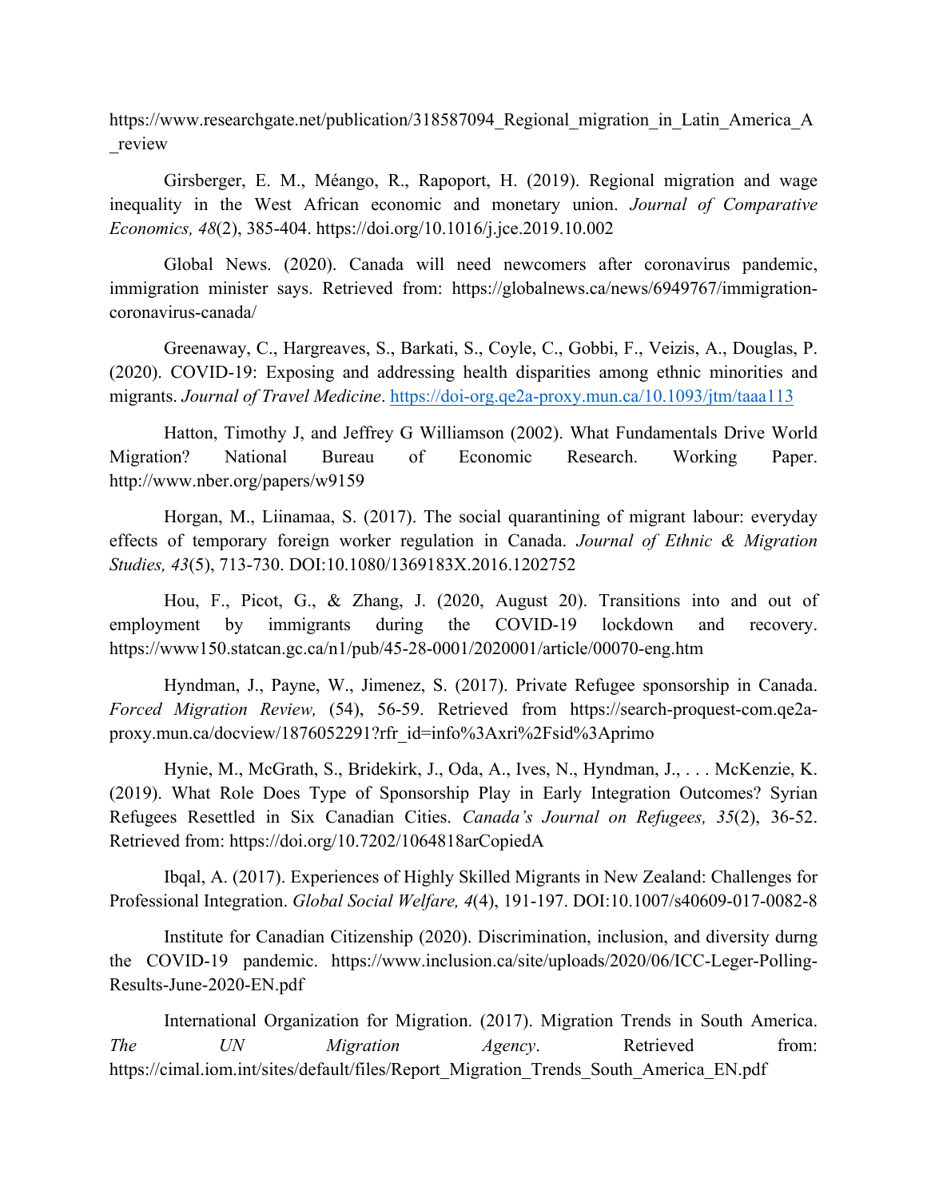https://www.researchgate.net/publication/318587094_Regional_migration_in_Latin_America_A_review

Girsberger, E. M., Méango, R., Rapoport, H. (2019). Regional migration and wage inequality in the West African economic and monetary union. *Journal of Comparative Economics, 48*(2), 385-404. https://doi.org/10.1016/j.jce.2019.10.002

Global News. (2020). Canada will need newcomers after coronavirus pandemic, immigration minister says. Retrieved from: https://globalnews.ca/news/6949767/immigration-coronavirus-canada/

Greenaway, C., Hargreaves, S., Barkati, S., Coyle, C., Gobbi, F., Veizis, A., Douglas, P. (2020). COVID-19: Exposing and addressing health disparities among ethnic minorities and migrants. *Journal of Travel Medicine*. https://doi-org.qe2a-proxy.mun.ca/10.1093/jtm/taaa113

Hatton, Timothy J, and Jeffrey G Williamson (2002). What Fundamentals Drive World Migration? National Bureau of Economic Research. Working Paper. http://www.nber.org/papers/w9159

Horgan, M., Liinamaa, S. (2017). The social quarantining of migrant labour: everyday effects of temporary foreign worker regulation in Canada. *Journal of Ethnic & Migration Studies, 43*(5), 713-730. DOI:10.1080/1369183X.2016.1202752

Hou, F., Picot, G., & Zhang, J. (2020, August 20). Transitions into and out of employment by immigrants during the COVID-19 lockdown and recovery. https://www150.statcan.gc.ca/n1/pub/45-28-0001/2020001/article/00070-eng.htm

Hyndman, J., Payne, W., Jimenez, S. (2017). Private Refugee sponsorship in Canada. *Forced Migration Review,* (54), 56-59. Retrieved from https://search-proquest-com.qe2a-proxy.mun.ca/docview/1876052291?rfr_id=info%3Axri%2Fsid%3Aprimo

Hynie, M., McGrath, S., Bridekirk, J., Oda, A., Ives, N., Hyndman, J., . . . McKenzie, K. (2019). What Role Does Type of Sponsorship Play in Early Integration Outcomes? Syrian Refugees Resettled in Six Canadian Cities. *Canada's Journal on Refugees, 35*(2), 36-52. Retrieved from: https://doi.org/10.7202/1064818arCopiedA

Ibqal, A. (2017). Experiences of Highly Skilled Migrants in New Zealand: Challenges for Professional Integration. *Global Social Welfare, 4*(4), 191-197. DOI:10.1007/s40609-017-0082-8

Institute for Canadian Citizenship (2020). Discrimination, inclusion, and diversity durng the COVID-19 pandemic. https://www.inclusion.ca/site/uploads/2020/06/ICC-Leger-Polling-Results-June-2020-EN.pdf

International Organization for Migration. (2017). Migration Trends in South America. *The UN Migration Agency*. Retrieved from: https://cimal.iom.int/sites/default/files/Report_Migration_Trends_South_America_EN.pdf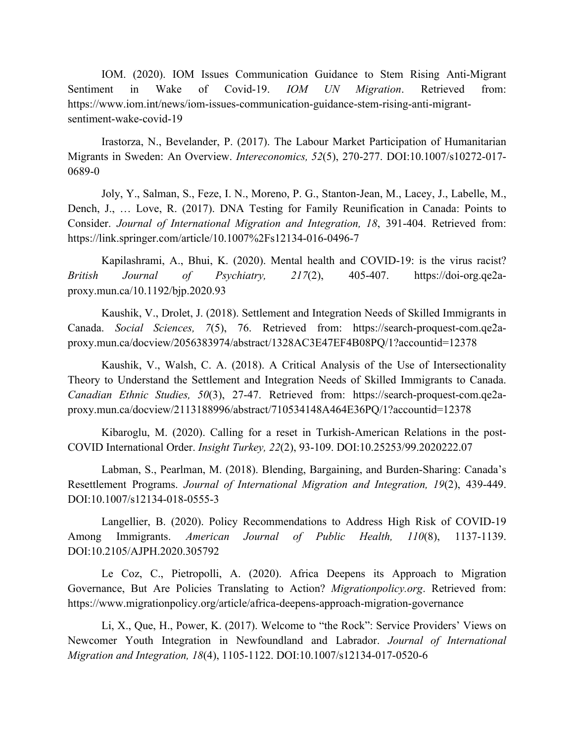IOM. (2020). IOM Issues Communication Guidance to Stem Rising Anti-Migrant Sentiment in Wake of Covid-19. *IOM UN Migration*. Retrieved from: https://www.iom.int/news/iom-issues-communication-guidance-stem-rising-anti-migrant-sentiment-wake-covid-19

Irastorza, N., Bevelander, P. (2017). The Labour Market Participation of Humanitarian Migrants in Sweden: An Overview. *Intereconomics, 52*(5), 270-277. DOI:10.1007/s10272-017-0689-0

Joly, Y., Salman, S., Feze, I. N., Moreno, P. G., Stanton-Jean, M., Lacey, J., Labelle, M., Dench, J., … Love, R. (2017). DNA Testing for Family Reunification in Canada: Points to Consider. *Journal of International Migration and Integration, 18*, 391-404. Retrieved from: https://link.springer.com/article/10.1007%2Fs12134-016-0496-7

Kapilashrami, A., Bhui, K. (2020). Mental health and COVID-19: is the virus racist? *British Journal of Psychiatry, 217*(2), 405-407. https://doi-org.qe2a-proxy.mun.ca/10.1192/bjp.2020.93

Kaushik, V., Drolet, J. (2018). Settlement and Integration Needs of Skilled Immigrants in Canada. *Social Sciences, 7*(5), 76. Retrieved from: https://search-proquest-com.qe2a-proxy.mun.ca/docview/2056383974/abstract/1328AC3E47EF4B08PQ/1?accountid=12378

Kaushik, V., Walsh, C. A. (2018). A Critical Analysis of the Use of Intersectionality Theory to Understand the Settlement and Integration Needs of Skilled Immigrants to Canada. *Canadian Ethnic Studies, 50*(3), 27-47. Retrieved from: https://search-proquest-com.qe2a-proxy.mun.ca/docview/2113188996/abstract/710534148A464E36PQ/1?accountid=12378

Kibaroglu, M. (2020). Calling for a reset in Turkish-American Relations in the post-COVID International Order. *Insight Turkey, 22*(2), 93-109. DOI:10.25253/99.2020222.07

Labman, S., Pearlman, M. (2018). Blending, Bargaining, and Burden-Sharing: Canada's Resettlement Programs. *Journal of International Migration and Integration, 19*(2), 439-449. DOI:10.1007/s12134-018-0555-3

Langellier, B. (2020). Policy Recommendations to Address High Risk of COVID-19 Among Immigrants. *American Journal of Public Health, 110*(8), 1137-1139. DOI:10.2105/AJPH.2020.305792

Le Coz, C., Pietropolli, A. (2020). Africa Deepens its Approach to Migration Governance, But Are Policies Translating to Action? *Migrationpolicy.org*. Retrieved from: https://www.migrationpolicy.org/article/africa-deepens-approach-migration-governance

Li, X., Que, H., Power, K. (2017). Welcome to "the Rock": Service Providers' Views on Newcomer Youth Integration in Newfoundland and Labrador. *Journal of International Migration and Integration, 18*(4), 1105-1122. DOI:10.1007/s12134-017-0520-6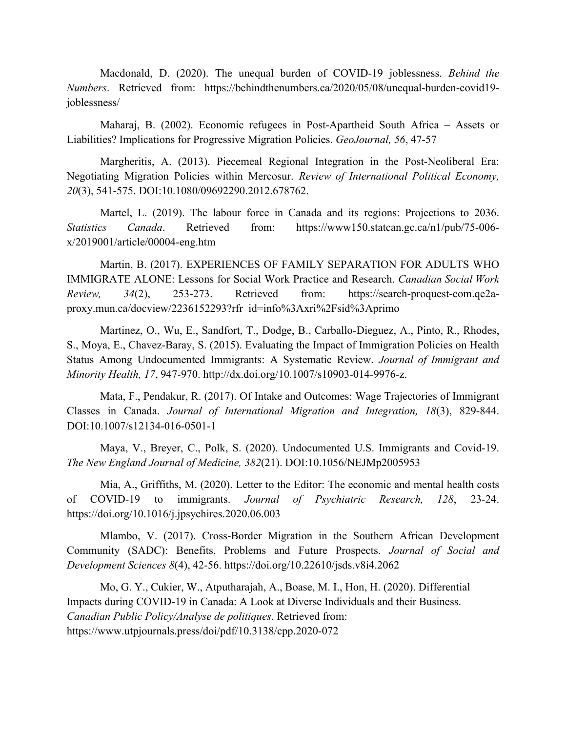Macdonald, D. (2020). The unequal burden of COVID-19 joblessness. *Behind the Numbers*. Retrieved from: https://behindthenumbers.ca/2020/05/08/unequal-burden-covid19-joblessness/

Maharaj, B. (2002). Economic refugees in Post-Apartheid South Africa – Assets or Liabilities? Implications for Progressive Migration Policies. *GeoJournal, 56*, 47-57

Margheritis, A. (2013). Piecemeal Regional Integration in the Post-Neoliberal Era: Negotiating Migration Policies within Mercosur. *Review of International Political Economy, 20*(3), 541-575. DOI:10.1080/09692290.2012.678762.

Martel, L. (2019). The labour force in Canada and its regions: Projections to 2036. *Statistics Canada*. Retrieved from: https://www150.statcan.gc.ca/n1/pub/75-006-x/2019001/article/00004-eng.htm

Martin, B. (2017). EXPERIENCES OF FAMILY SEPARATION FOR ADULTS WHO IMMIGRATE ALONE: Lessons for Social Work Practice and Research. *Canadian Social Work Review, 34*(2), 253-273. Retrieved from: https://search-proquest-com.qe2a-proxy.mun.ca/docview/2236152293?rfr_id=info%3Axri%2Fsid%3Aprimo

Martinez, O., Wu, E., Sandfort, T., Dodge, B., Carballo-Dieguez, A., Pinto, R., Rhodes, S., Moya, E., Chavez-Baray, S. (2015). Evaluating the Impact of Immigration Policies on Health Status Among Undocumented Immigrants: A Systematic Review. *Journal of Immigrant and Minority Health, 17*, 947-970. http://dx.doi.org/10.1007/s10903-014-9976-z.

Mata, F., Pendakur, R. (2017). Of Intake and Outcomes: Wage Trajectories of Immigrant Classes in Canada. *Journal of International Migration and Integration, 18*(3), 829-844. DOI:10.1007/s12134-016-0501-1

Maya, V., Breyer, C., Polk, S. (2020). Undocumented U.S. Immigrants and Covid-19. *The New England Journal of Medicine, 382*(21). DOI:10.1056/NEJMp2005953

Mia, A., Griffiths, M. (2020). Letter to the Editor: The economic and mental health costs of COVID-19 to immigrants. *Journal of Psychiatric Research, 128*, 23-24. https://doi.org/10.1016/j.jpsychires.2020.06.003

Mlambo, V. (2017). Cross-Border Migration in the Southern African Development Community (SADC): Benefits, Problems and Future Prospects. *Journal of Social and Development Sciences 8*(4), 42-56. https://doi.org/10.22610/jsds.v8i4.2062

Mo, G. Y., Cukier, W., Atputharajah, A., Boase, M. I., Hon, H. (2020). Differential Impacts during COVID-19 in Canada: A Look at Diverse Individuals and their Business. *Canadian Public Policy/Analyse de politiques*. Retrieved from: https://www.utpjournals.press/doi/pdf/10.3138/cpp.2020-072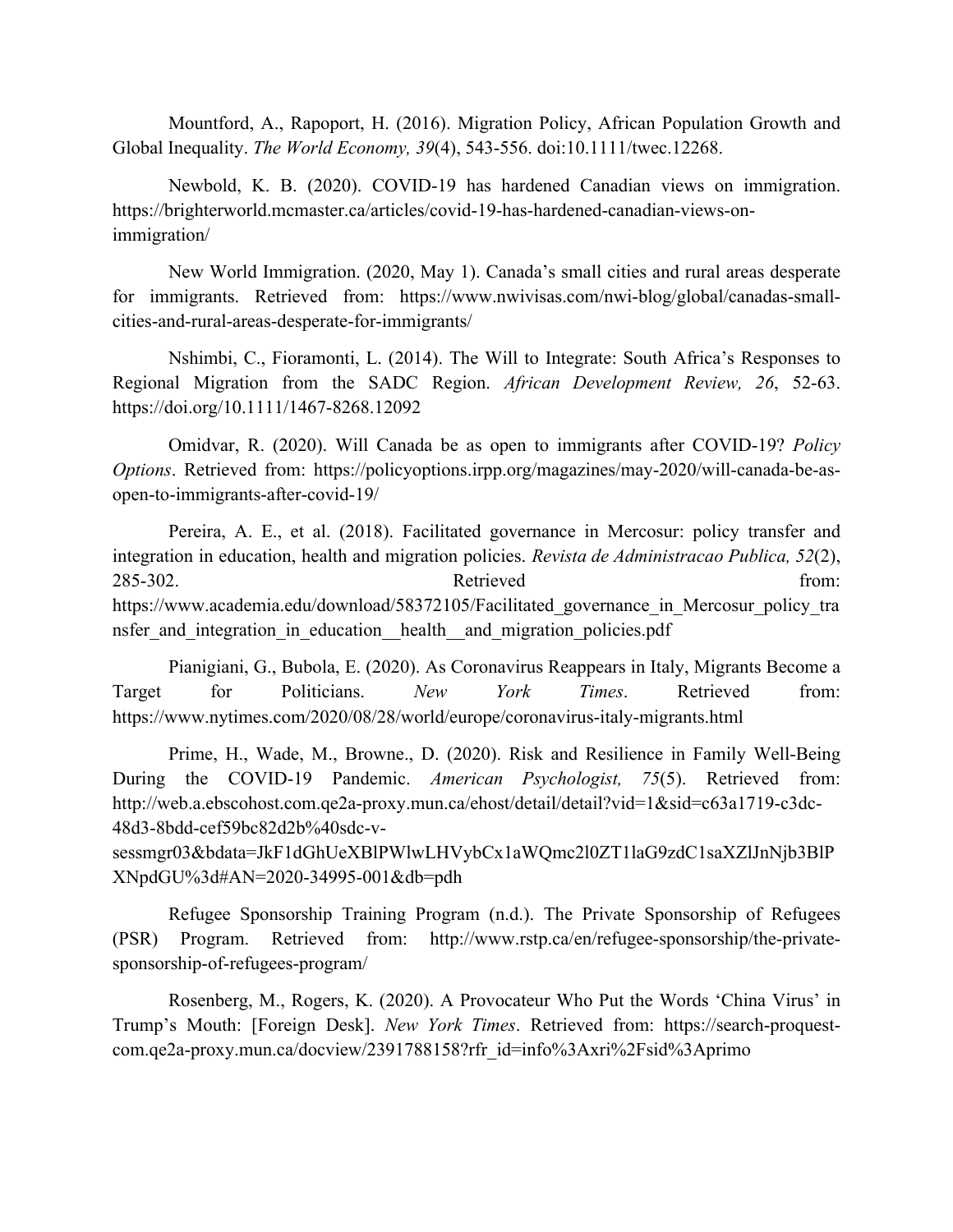Mountford, A., Rapoport, H. (2016). Migration Policy, African Population Growth and Global Inequality. *The World Economy, 39*(4), 543-556. doi:10.1111/twec.12268.

Newbold, K. B. (2020). COVID-19 has hardened Canadian views on immigration. https://brighterworld.mcmaster.ca/articles/covid-19-has-hardened-canadian-views-on-immigration/

New World Immigration. (2020, May 1). Canada's small cities and rural areas desperate for immigrants. Retrieved from: https://www.nwivisas.com/nwi-blog/global/canadas-small-cities-and-rural-areas-desperate-for-immigrants/

Nshimbi, C., Fioramonti, L. (2014). The Will to Integrate: South Africa's Responses to Regional Migration from the SADC Region. *African Development Review, 26*, 52-63. https://doi.org/10.1111/1467-8268.12092

Omidvar, R. (2020). Will Canada be as open to immigrants after COVID-19? *Policy Options*. Retrieved from: https://policyoptions.irpp.org/magazines/may-2020/will-canada-be-as-open-to-immigrants-after-covid-19/

Pereira, A. E., et al. (2018). Facilitated governance in Mercosur: policy transfer and integration in education, health and migration policies. *Revista de Administracao Publica, 52*(2), 285-302. Retrieved from: https://www.academia.edu/download/58372105/Facilitated_governance_in_Mercosur_policy_transfer_and_integration_in_education__health__and_migration_policies.pdf

Pianigiani, G., Bubola, E. (2020). As Coronavirus Reappears in Italy, Migrants Become a Target for Politicians. *New York Times*. Retrieved from: https://www.nytimes.com/2020/08/28/world/europe/coronavirus-italy-migrants.html

Prime, H., Wade, M., Browne., D. (2020). Risk and Resilience in Family Well-Being During the COVID-19 Pandemic. *American Psychologist, 75*(5). Retrieved from: http://web.a.ebscohost.com.qe2a-proxy.mun.ca/ehost/detail/detail?vid=1&sid=c63a1719-c3dc-48d3-8bdd-cef59bc82d2b%40sdc-v-sessmgr03&bdata=JkF1dGhUeXBlPWlwLHVybCx1aWQmc2l0ZT1laG9zdC1saXZlJnNjb3BlPXNpdGU%3d#AN=2020-34995-001&db=pdh

Refugee Sponsorship Training Program (n.d.). The Private Sponsorship of Refugees (PSR) Program. Retrieved from: http://www.rstp.ca/en/refugee-sponsorship/the-private-sponsorship-of-refugees-program/

Rosenberg, M., Rogers, K. (2020). A Provocateur Who Put the Words 'China Virus' in Trump's Mouth: [Foreign Desk]. *New York Times*. Retrieved from: https://search-proquest-com.qe2a-proxy.mun.ca/docview/2391788158?rfr_id=info%3Axri%2Fsid%3Aprimo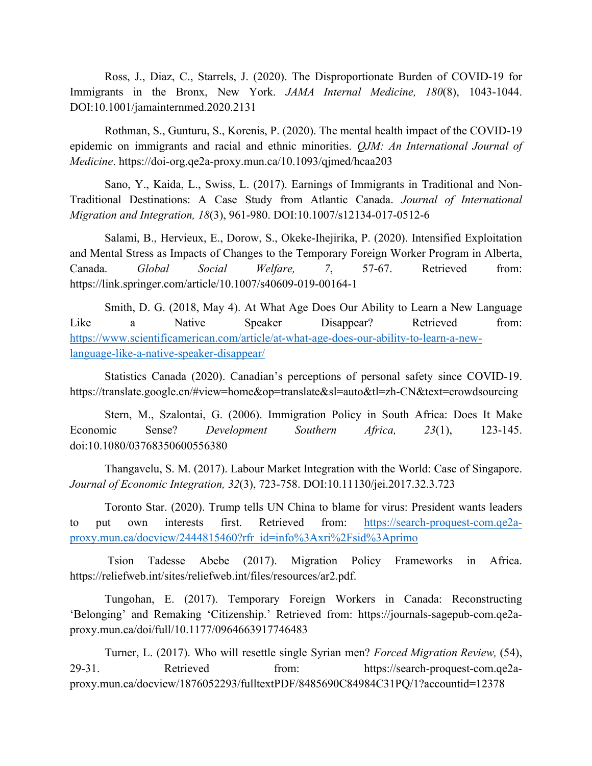Ross, J., Diaz, C., Starrels, J. (2020). The Disproportionate Burden of COVID-19 for Immigrants in the Bronx, New York. *JAMA Internal Medicine, 180*(8), 1043-1044. DOI:10.1001/jamainternmed.2020.2131

Rothman, S., Gunturu, S., Korenis, P. (2020). The mental health impact of the COVID-19 epidemic on immigrants and racial and ethnic minorities. *QJM: An International Journal of Medicine*. https://doi-org.qe2a-proxy.mun.ca/10.1093/qjmed/hcaa203

Sano, Y., Kaida, L., Swiss, L. (2017). Earnings of Immigrants in Traditional and Non-Traditional Destinations: A Case Study from Atlantic Canada. *Journal of International Migration and Integration, 18*(3), 961-980. DOI:10.1007/s12134-017-0512-6

Salami, B., Hervieux, E., Dorow, S., Okeke-Ihejirika, P. (2020). Intensified Exploitation and Mental Stress as Impacts of Changes to the Temporary Foreign Worker Program in Alberta, Canada. *Global Social Welfare, 7*, 57-67. Retrieved from: https://link.springer.com/article/10.1007/s40609-019-00164-1

Smith, D. G. (2018, May 4). At What Age Does Our Ability to Learn a New Language Like a Native Speaker Disappear? Retrieved from: https://www.scientificamerican.com/article/at-what-age-does-our-ability-to-learn-a-new-language-like-a-native-speaker-disappear/

Statistics Canada (2020). Canadian's perceptions of personal safety since COVID-19. https://translate.google.cn/#view=home&op=translate&sl=auto&tl=zh-CN&text=crowdsourcing

Stern, M., Szalontai, G. (2006). Immigration Policy in South Africa: Does It Make Economic Sense? *Development Southern Africa, 23*(1), 123-145. doi:10.1080/03768350600556380

Thangavelu, S. M. (2017). Labour Market Integration with the World: Case of Singapore. *Journal of Economic Integration, 32*(3), 723-758. DOI:10.11130/jei.2017.32.3.723

Toronto Star. (2020). Trump tells UN China to blame for virus: President wants leaders to put own interests first. Retrieved from: https://search-proquest-com.qe2a-proxy.mun.ca/docview/2444815460?rfr_id=info%3Axri%2Fsid%3Aprimo

Tsion Tadesse Abebe (2017). Migration Policy Frameworks in Africa. https://reliefweb.int/sites/reliefweb.int/files/resources/ar2.pdf.

Tungohan, E. (2017). Temporary Foreign Workers in Canada: Reconstructing 'Belonging' and Remaking 'Citizenship.' Retrieved from: https://journals-sagepub-com.qe2a-proxy.mun.ca/doi/full/10.1177/0964663917746483

Turner, L. (2017). Who will resettle single Syrian men? *Forced Migration Review,* (54), 29-31. Retrieved from: https://search-proquest-com.qe2a-proxy.mun.ca/docview/1876052293/fulltextPDF/8485690C84984C31PQ/1?accountid=12378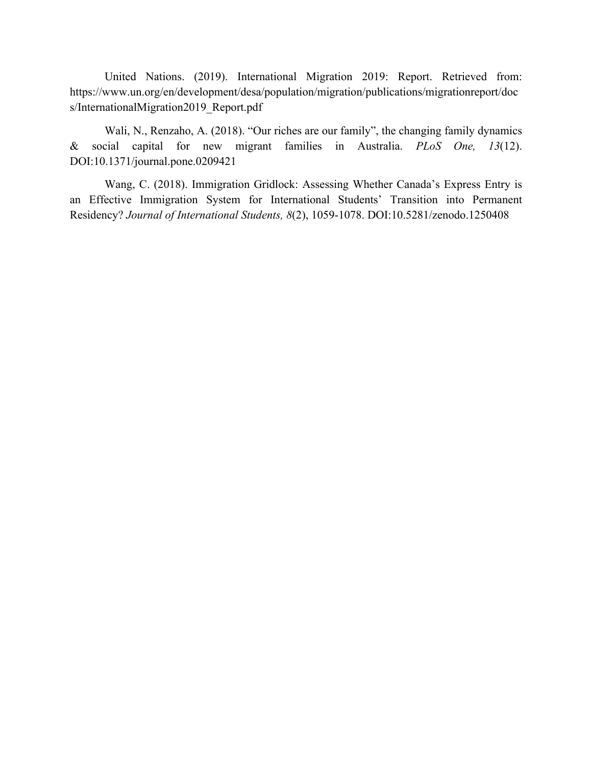United Nations. (2019). International Migration 2019: Report. Retrieved from: https://www.un.org/en/development/desa/population/migration/publications/migrationreport/docs/InternationalMigration2019_Report.pdf

Wali, N., Renzaho, A. (2018). “Our riches are our family”, the changing family dynamics & social capital for new migrant families in Australia. *PLoS One, 13*(12). DOI:10.1371/journal.pone.0209421

Wang, C. (2018). Immigration Gridlock: Assessing Whether Canada’s Express Entry is an Effective Immigration System for International Students’ Transition into Permanent Residency? *Journal of International Students, 8*(2), 1059-1078. DOI:10.5281/zenodo.1250408